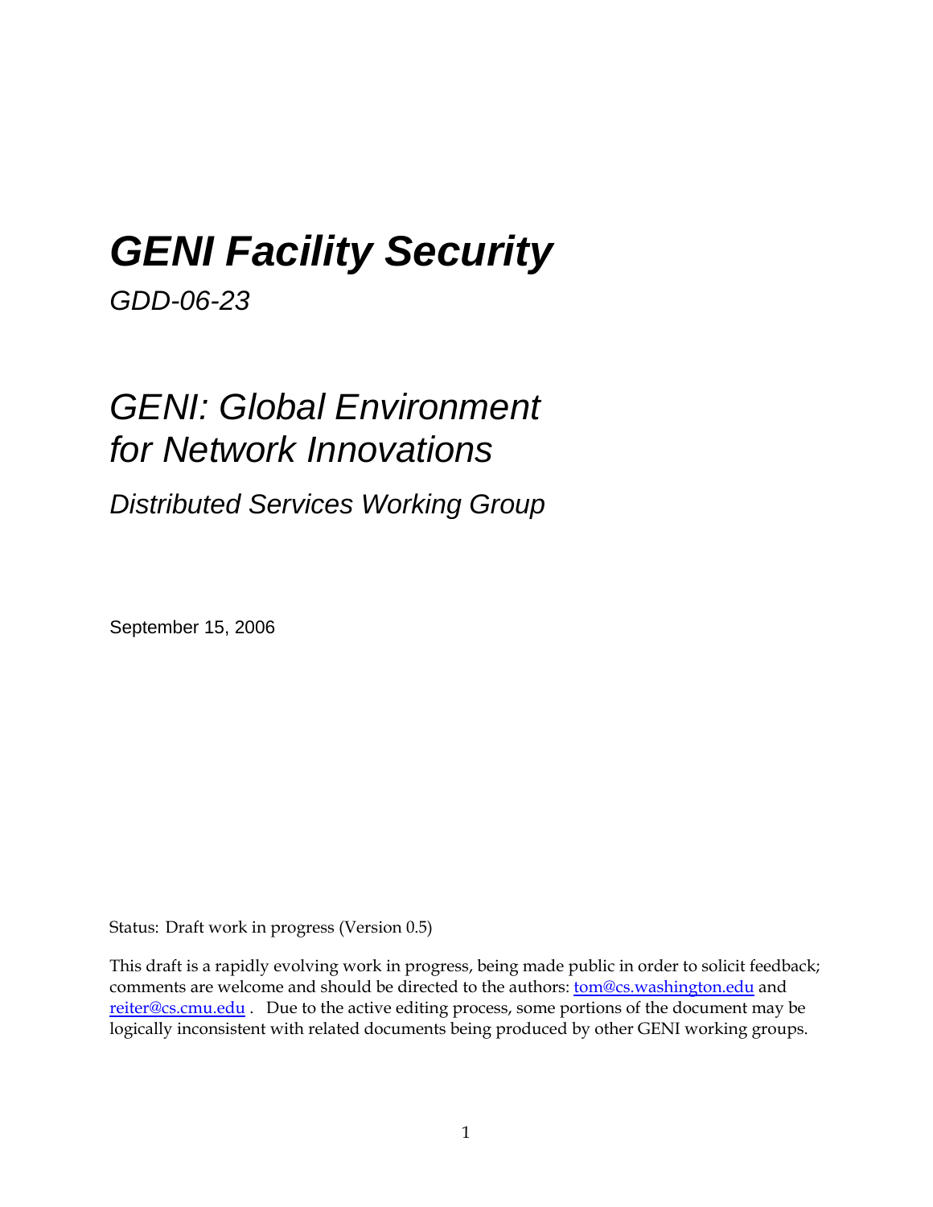# *GENI Facility Security*

*GDD-06-23*

## *GENI: Global Environment for Network Innovations*

### *Distributed Services Working Group*

September 15, 2006

Status: Draft work in progress (Version 0.5)

This draft is a rapidly evolving work in progress, being made public in order to solicit feedback; comments are welcome and should be directed to the authors: tom@cs.washington.edu and reiter@cs.cmu.edu . Due to the active editing process, some portions of the document may be logically inconsistent with related documents being produced by other GENI working groups.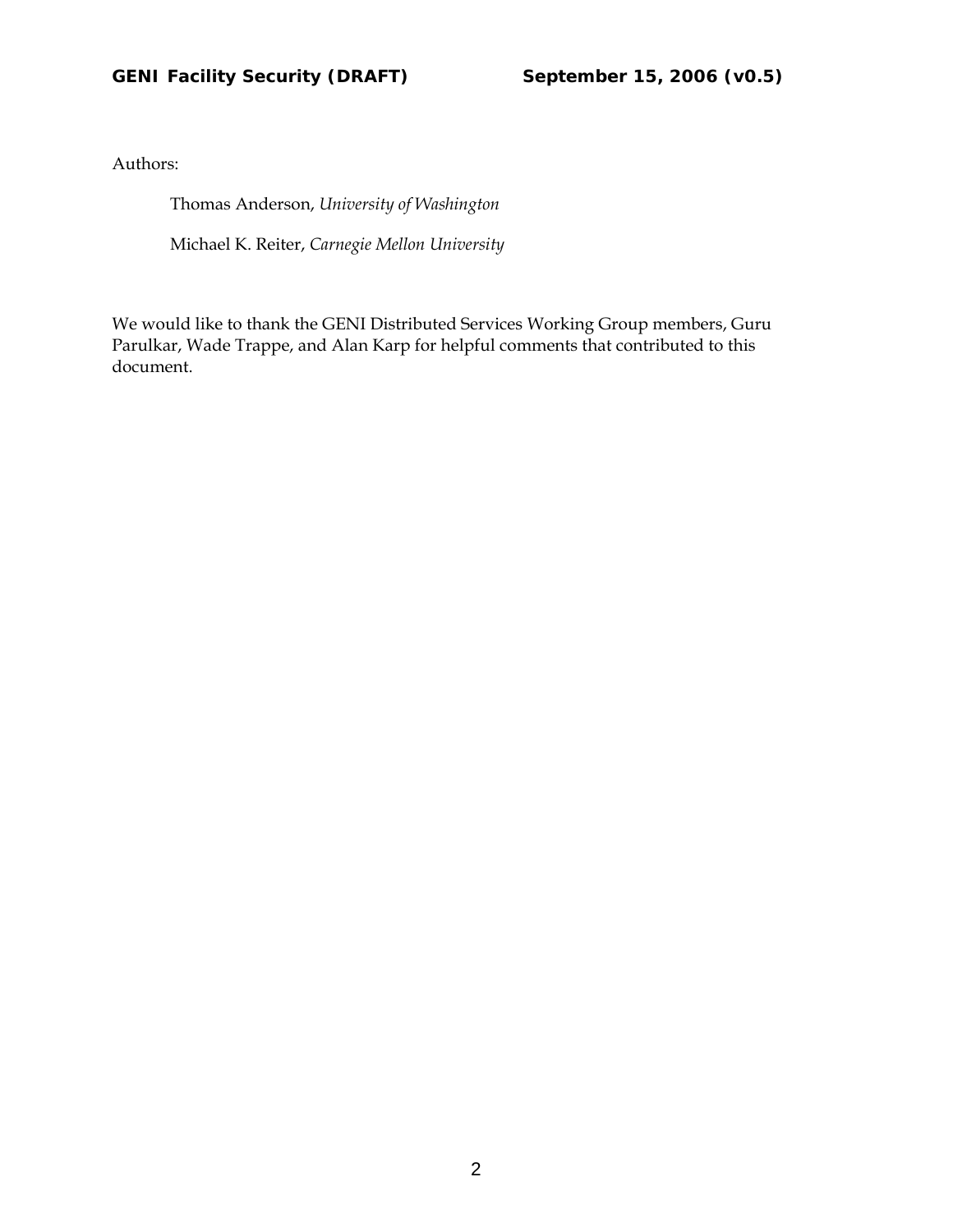Authors:

Thomas Anderson, *University of Washington*

Michael K. Reiter, *Carnegie Mellon University*

We would like to thank the GENI Distributed Services Working Group members, Guru Parulkar, Wade Trappe, and Alan Karp for helpful comments that contributed to this document.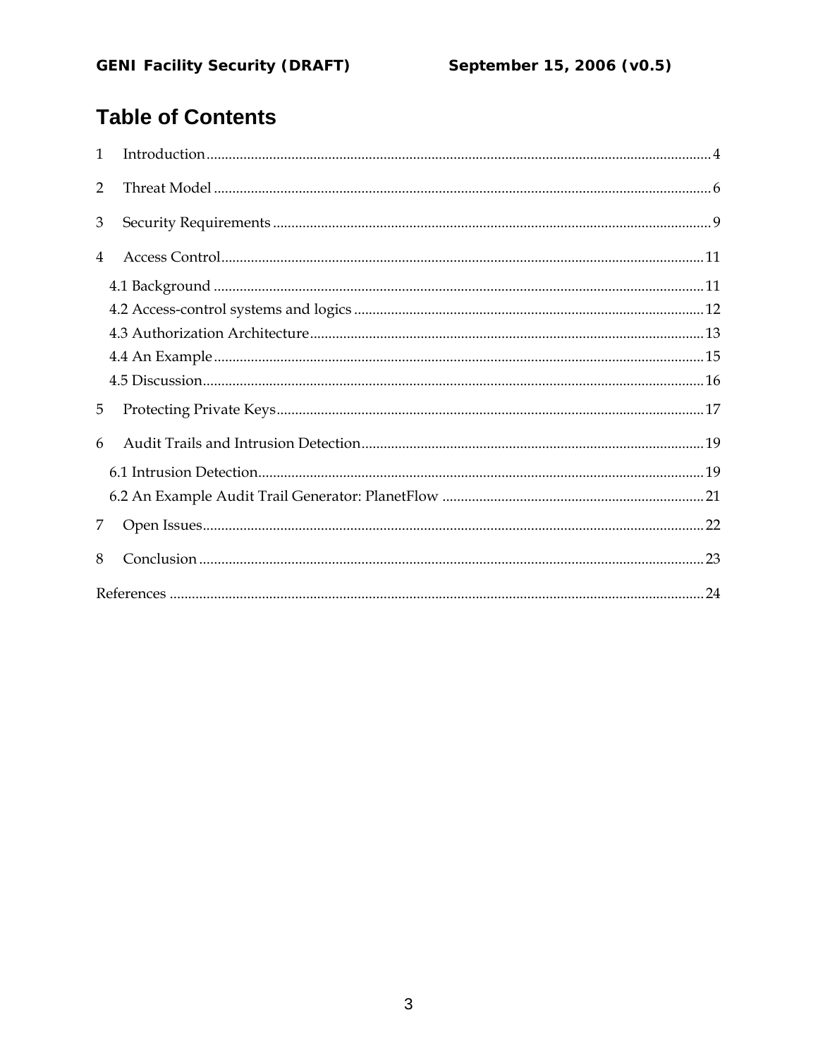# Table of Contents

1 Introduction ........................................................................................................ 4

2 Threat Model ...................................................................................................... 6

3 Security Requirements ....................................................................................... 9

4 Access Control ................................................................................................... 11

- 4.1 Background .................................................................................................. 11
- 4.2 Access-control systems and logics ............................................................... 12
- 4.3 Authorization Architecture .......................................................................... 13
- 4.4 An Example .................................................................................................. 15
- 4.5 Discussion ..................................................................................................... 16

5 Protecting Private Keys ..................................................................................... 17

6 Audit Trails and Intrusion Detection ................................................................ 19

- 6.1 Intrusion Detection ....................................................................................... 19
- 6.2 An Example Audit Trail Generator: PlanetFlow ......................................... 21

7 Open Issues ........................................................................................................ 22

8 Conclusion ......................................................................................................... 23

References ............................................................................................................. 24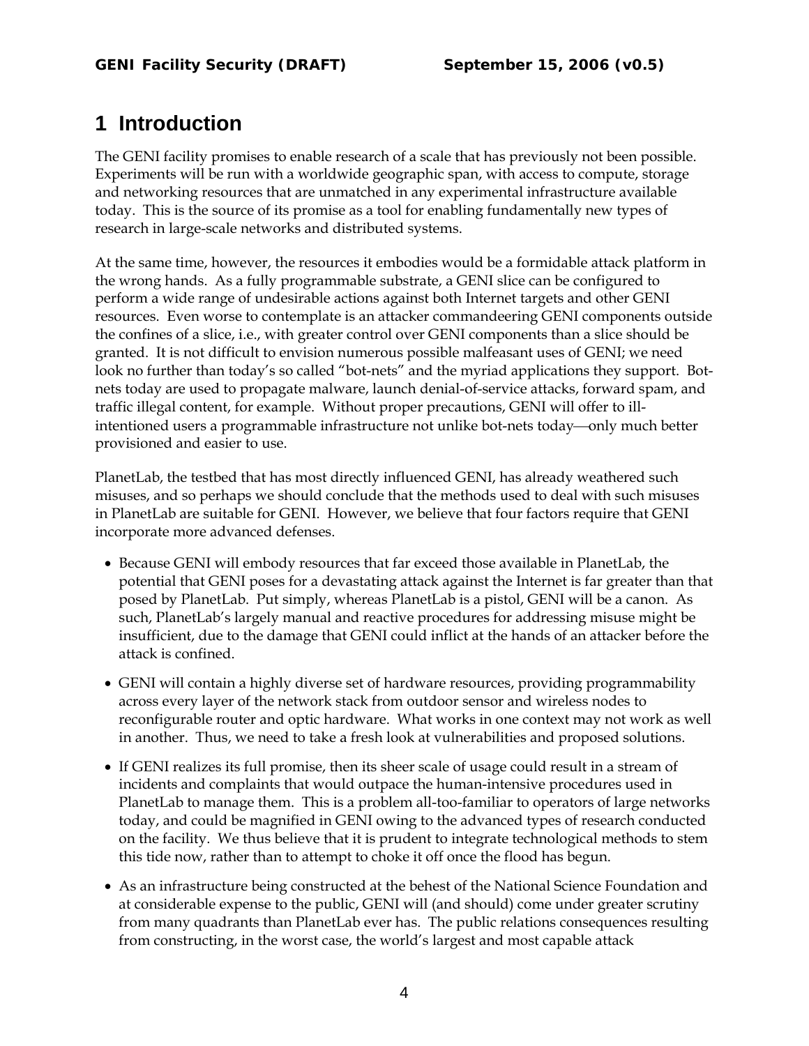# 1 Introduction

The GENI facility promises to enable research of a scale that has previously not been possible. Experiments will be run with a worldwide geographic span, with access to compute, storage and networking resources that are unmatched in any experimental infrastructure available today. This is the source of its promise as a tool for enabling fundamentally new types of research in large-scale networks and distributed systems.

At the same time, however, the resources it embodies would be a formidable attack platform in the wrong hands. As a fully programmable substrate, a GENI slice can be configured to perform a wide range of undesirable actions against both Internet targets and other GENI resources. Even worse to contemplate is an attacker commandeering GENI components outside the confines of a slice, i.e., with greater control over GENI components than a slice should be granted. It is not difficult to envision numerous possible malfeasant uses of GENI; we need look no further than today's so called "bot-nets" and the myriad applications they support. Bot-nets today are used to propagate malware, launch denial-of-service attacks, forward spam, and traffic illegal content, for example. Without proper precautions, GENI will offer to ill-intentioned users a programmable infrastructure not unlike bot-nets today—only much better provisioned and easier to use.

PlanetLab, the testbed that has most directly influenced GENI, has already weathered such misuses, and so perhaps we should conclude that the methods used to deal with such misuses in PlanetLab are suitable for GENI. However, we believe that four factors require that GENI incorporate more advanced defenses.

- Because GENI will embody resources that far exceed those available in PlanetLab, the potential that GENI poses for a devastating attack against the Internet is far greater than that posed by PlanetLab. Put simply, whereas PlanetLab is a pistol, GENI will be a canon. As such, PlanetLab's largely manual and reactive procedures for addressing misuse might be insufficient, due to the damage that GENI could inflict at the hands of an attacker before the attack is confined.
- GENI will contain a highly diverse set of hardware resources, providing programmability across every layer of the network stack from outdoor sensor and wireless nodes to reconfigurable router and optic hardware. What works in one context may not work as well in another. Thus, we need to take a fresh look at vulnerabilities and proposed solutions.
- If GENI realizes its full promise, then its sheer scale of usage could result in a stream of incidents and complaints that would outpace the human-intensive procedures used in PlanetLab to manage them. This is a problem all-too-familiar to operators of large networks today, and could be magnified in GENI owing to the advanced types of research conducted on the facility. We thus believe that it is prudent to integrate technological methods to stem this tide now, rather than to attempt to choke it off once the flood has begun.
- As an infrastructure being constructed at the behest of the National Science Foundation and at considerable expense to the public, GENI will (and should) come under greater scrutiny from many quadrants than PlanetLab ever has. The public relations consequences resulting from constructing, in the worst case, the world's largest and most capable attack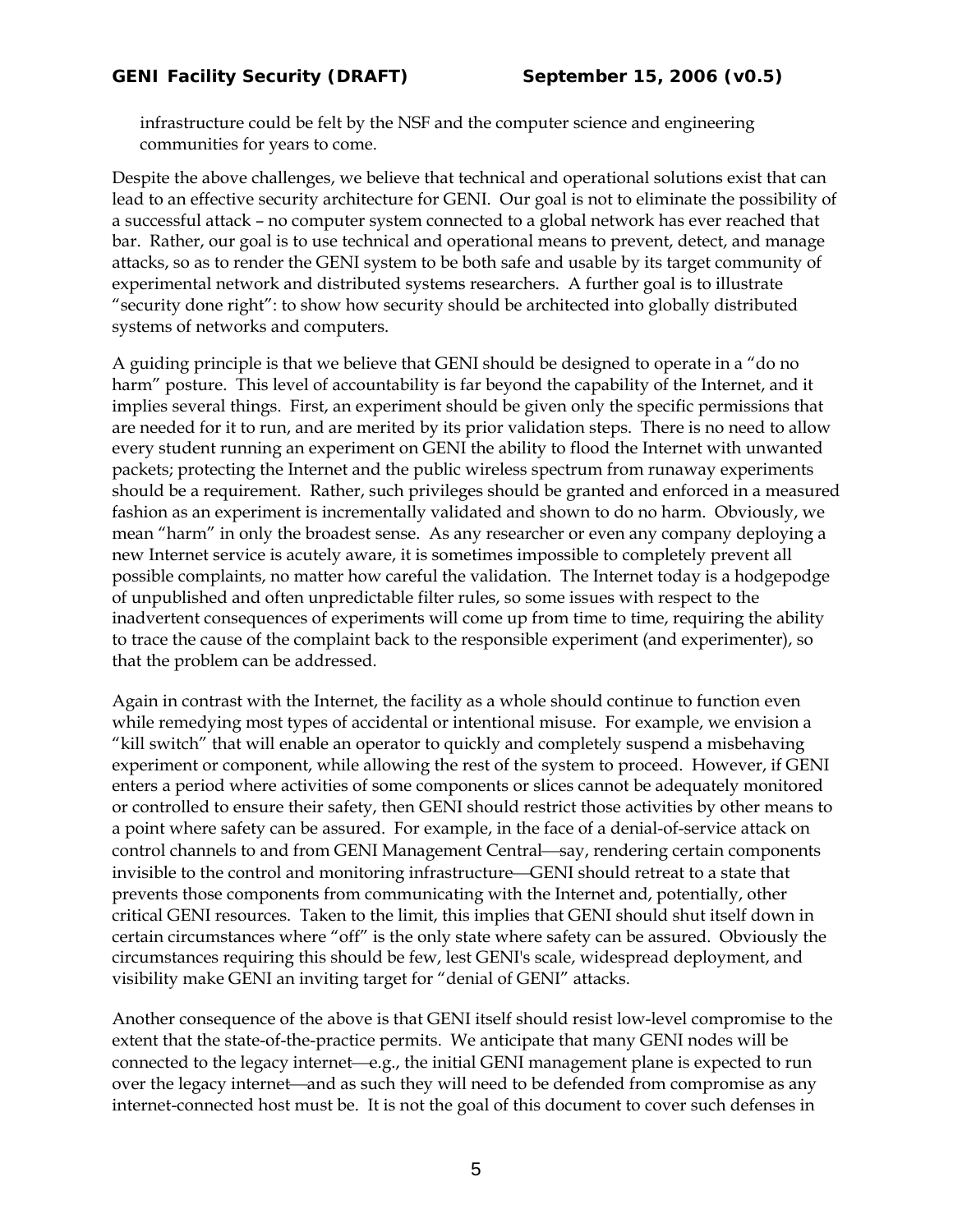infrastructure could be felt by the NSF and the computer science and engineering communities for years to come.

Despite the above challenges, we believe that technical and operational solutions exist that can lead to an effective security architecture for GENI. Our goal is not to eliminate the possibility of a successful attack – no computer system connected to a global network has ever reached that bar. Rather, our goal is to use technical and operational means to prevent, detect, and manage attacks, so as to render the GENI system to be both safe and usable by its target community of experimental network and distributed systems researchers. A further goal is to illustrate "security done right": to show how security should be architected into globally distributed systems of networks and computers.

A guiding principle is that we believe that GENI should be designed to operate in a "do no harm" posture. This level of accountability is far beyond the capability of the Internet, and it implies several things. First, an experiment should be given only the specific permissions that are needed for it to run, and are merited by its prior validation steps. There is no need to allow every student running an experiment on GENI the ability to flood the Internet with unwanted packets; protecting the Internet and the public wireless spectrum from runaway experiments should be a requirement. Rather, such privileges should be granted and enforced in a measured fashion as an experiment is incrementally validated and shown to do no harm. Obviously, we mean "harm" in only the broadest sense. As any researcher or even any company deploying a new Internet service is acutely aware, it is sometimes impossible to completely prevent all possible complaints, no matter how careful the validation. The Internet today is a hodgepodge of unpublished and often unpredictable filter rules, so some issues with respect to the inadvertent consequences of experiments will come up from time to time, requiring the ability to trace the cause of the complaint back to the responsible experiment (and experimenter), so that the problem can be addressed.

Again in contrast with the Internet, the facility as a whole should continue to function even while remedying most types of accidental or intentional misuse. For example, we envision a "kill switch" that will enable an operator to quickly and completely suspend a misbehaving experiment or component, while allowing the rest of the system to proceed. However, if GENI enters a period where activities of some components or slices cannot be adequately monitored or controlled to ensure their safety, then GENI should restrict those activities by other means to a point where safety can be assured. For example, in the face of a denial-of-service attack on control channels to and from GENI Management Central—say, rendering certain components invisible to the control and monitoring infrastructure—GENI should retreat to a state that prevents those components from communicating with the Internet and, potentially, other critical GENI resources. Taken to the limit, this implies that GENI should shut itself down in certain circumstances where "off" is the only state where safety can be assured. Obviously the circumstances requiring this should be few, lest GENI's scale, widespread deployment, and visibility make GENI an inviting target for "denial of GENI" attacks.

Another consequence of the above is that GENI itself should resist low-level compromise to the extent that the state-of-the-practice permits. We anticipate that many GENI nodes will be connected to the legacy internet—e.g., the initial GENI management plane is expected to run over the legacy internet—and as such they will need to be defended from compromise as any internet-connected host must be. It is not the goal of this document to cover such defenses in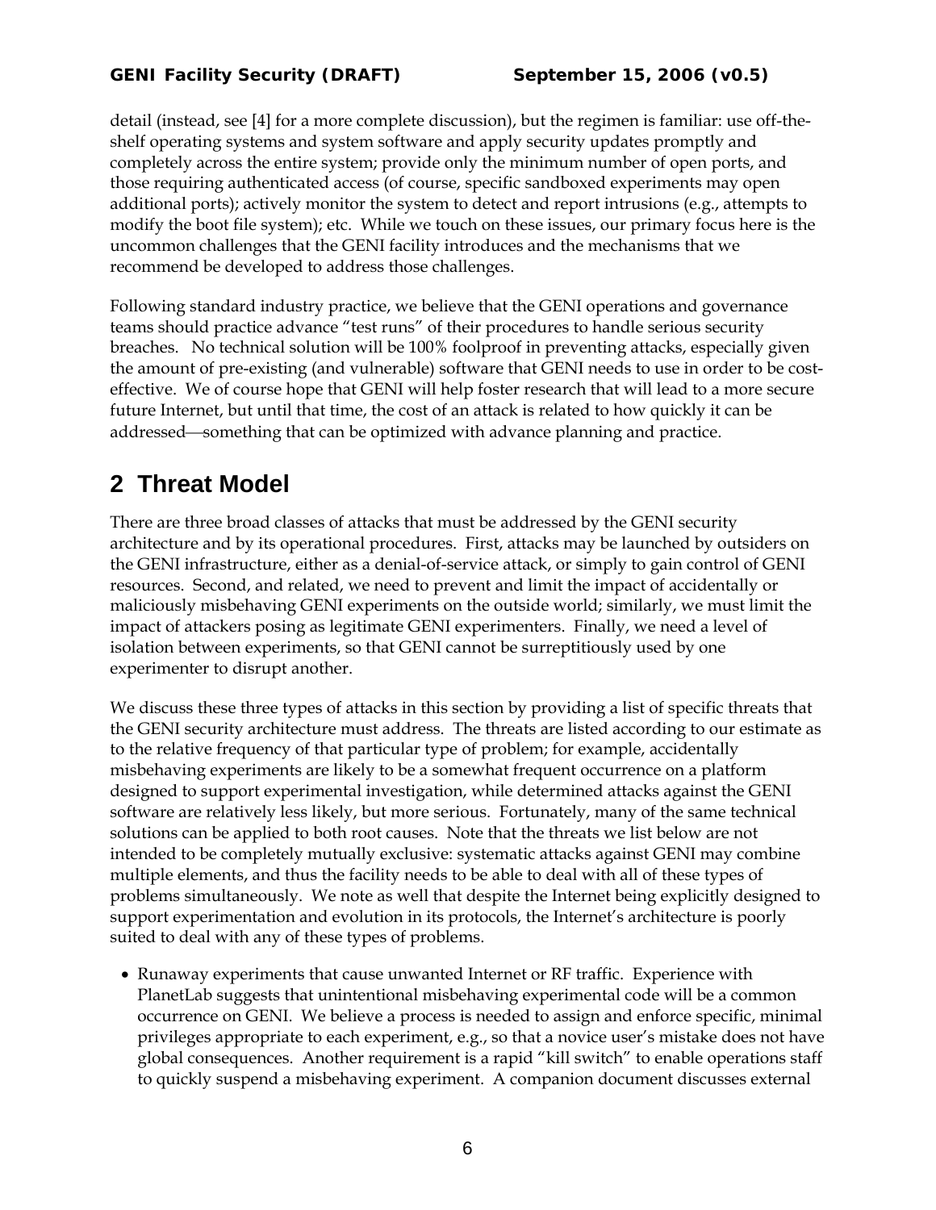detail (instead, see [4] for a more complete discussion), but the regimen is familiar: use off-the-shelf operating systems and system software and apply security updates promptly and completely across the entire system; provide only the minimum number of open ports, and those requiring authenticated access (of course, specific sandboxed experiments may open additional ports); actively monitor the system to detect and report intrusions (e.g., attempts to modify the boot file system); etc. While we touch on these issues, our primary focus here is the uncommon challenges that the GENI facility introduces and the mechanisms that we recommend be developed to address those challenges.

Following standard industry practice, we believe that the GENI operations and governance teams should practice advance "test runs" of their procedures to handle serious security breaches. No technical solution will be 100% foolproof in preventing attacks, especially given the amount of pre-existing (and vulnerable) software that GENI needs to use in order to be cost-effective. We of course hope that GENI will help foster research that will lead to a more secure future Internet, but until that time, the cost of an attack is related to how quickly it can be addressed—something that can be optimized with advance planning and practice.

# 2 Threat Model

There are three broad classes of attacks that must be addressed by the GENI security architecture and by its operational procedures. First, attacks may be launched by outsiders on the GENI infrastructure, either as a denial-of-service attack, or simply to gain control of GENI resources. Second, and related, we need to prevent and limit the impact of accidentally or maliciously misbehaving GENI experiments on the outside world; similarly, we must limit the impact of attackers posing as legitimate GENI experimenters. Finally, we need a level of isolation between experiments, so that GENI cannot be surreptitiously used by one experimenter to disrupt another.

We discuss these three types of attacks in this section by providing a list of specific threats that the GENI security architecture must address. The threats are listed according to our estimate as to the relative frequency of that particular type of problem; for example, accidentally misbehaving experiments are likely to be a somewhat frequent occurrence on a platform designed to support experimental investigation, while determined attacks against the GENI software are relatively less likely, but more serious. Fortunately, many of the same technical solutions can be applied to both root causes. Note that the threats we list below are not intended to be completely mutually exclusive: systematic attacks against GENI may combine multiple elements, and thus the facility needs to be able to deal with all of these types of problems simultaneously. We note as well that despite the Internet being explicitly designed to support experimentation and evolution in its protocols, the Internet's architecture is poorly suited to deal with any of these types of problems.

- Runaway experiments that cause unwanted Internet or RF traffic. Experience with PlanetLab suggests that unintentional misbehaving experimental code will be a common occurrence on GENI. We believe a process is needed to assign and enforce specific, minimal privileges appropriate to each experiment, e.g., so that a novice user's mistake does not have global consequences. Another requirement is a rapid "kill switch" to enable operations staff to quickly suspend a misbehaving experiment. A companion document discusses external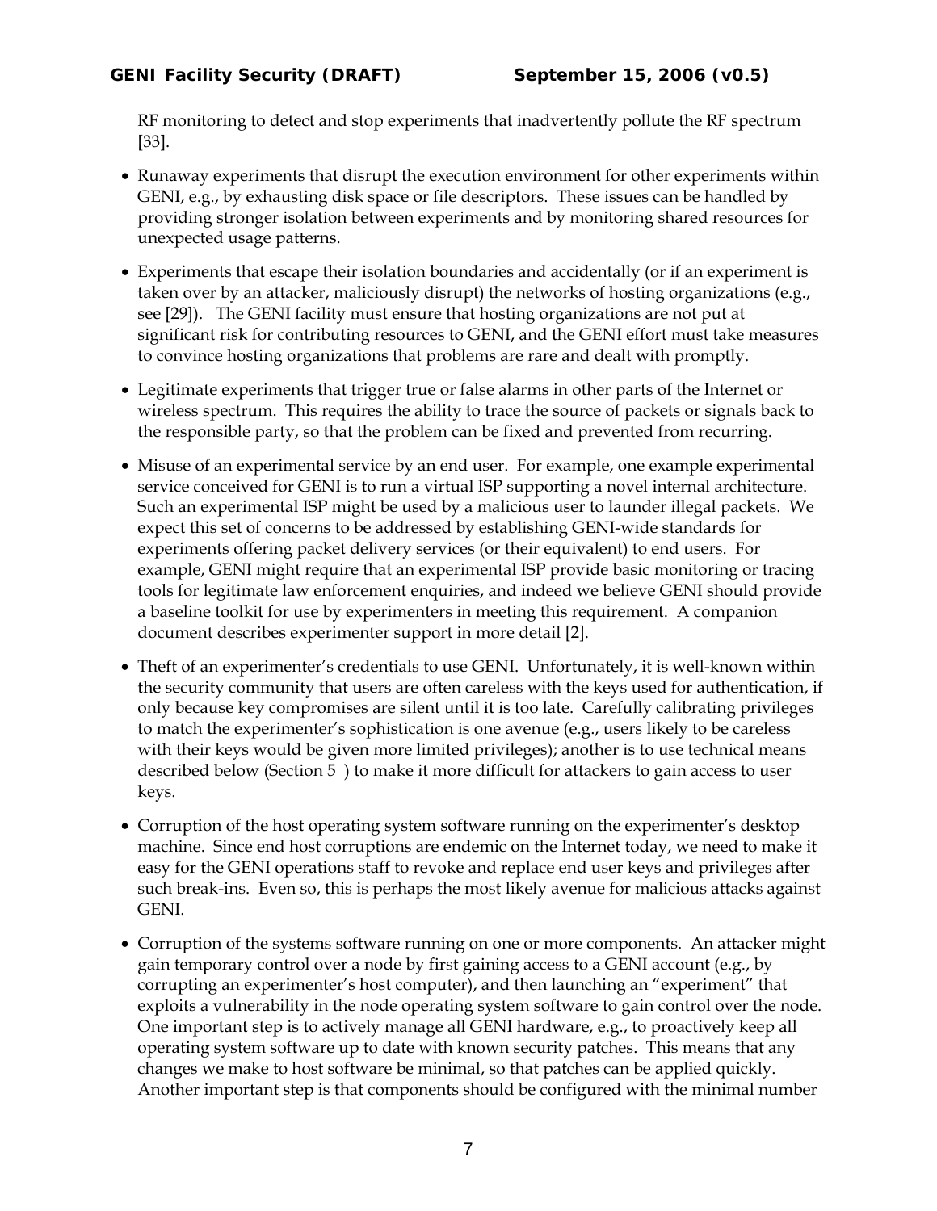RF monitoring to detect and stop experiments that inadvertently pollute the RF spectrum [33].

- Runaway experiments that disrupt the execution environment for other experiments within GENI, e.g., by exhausting disk space or file descriptors. These issues can be handled by providing stronger isolation between experiments and by monitoring shared resources for unexpected usage patterns.
- Experiments that escape their isolation boundaries and accidentally (or if an experiment is taken over by an attacker, maliciously disrupt) the networks of hosting organizations (e.g., see [29]). The GENI facility must ensure that hosting organizations are not put at significant risk for contributing resources to GENI, and the GENI effort must take measures to convince hosting organizations that problems are rare and dealt with promptly.
- Legitimate experiments that trigger true or false alarms in other parts of the Internet or wireless spectrum. This requires the ability to trace the source of packets or signals back to the responsible party, so that the problem can be fixed and prevented from recurring.
- Misuse of an experimental service by an end user. For example, one example experimental service conceived for GENI is to run a virtual ISP supporting a novel internal architecture. Such an experimental ISP might be used by a malicious user to launder illegal packets. We expect this set of concerns to be addressed by establishing GENI-wide standards for experiments offering packet delivery services (or their equivalent) to end users. For example, GENI might require that an experimental ISP provide basic monitoring or tracing tools for legitimate law enforcement enquiries, and indeed we believe GENI should provide a baseline toolkit for use by experimenters in meeting this requirement. A companion document describes experimenter support in more detail [2].
- Theft of an experimenter's credentials to use GENI. Unfortunately, it is well-known within the security community that users are often careless with the keys used for authentication, if only because key compromises are silent until it is too late. Carefully calibrating privileges to match the experimenter's sophistication is one avenue (e.g., users likely to be careless with their keys would be given more limited privileges); another is to use technical means described below (Section 5 ) to make it more difficult for attackers to gain access to user keys.
- Corruption of the host operating system software running on the experimenter's desktop machine. Since end host corruptions are endemic on the Internet today, we need to make it easy for the GENI operations staff to revoke and replace end user keys and privileges after such break-ins. Even so, this is perhaps the most likely avenue for malicious attacks against GENI.
- Corruption of the systems software running on one or more components. An attacker might gain temporary control over a node by first gaining access to a GENI account (e.g., by corrupting an experimenter's host computer), and then launching an "experiment" that exploits a vulnerability in the node operating system software to gain control over the node. One important step is to actively manage all GENI hardware, e.g., to proactively keep all operating system software up to date with known security patches. This means that any changes we make to host software be minimal, so that patches can be applied quickly. Another important step is that components should be configured with the minimal number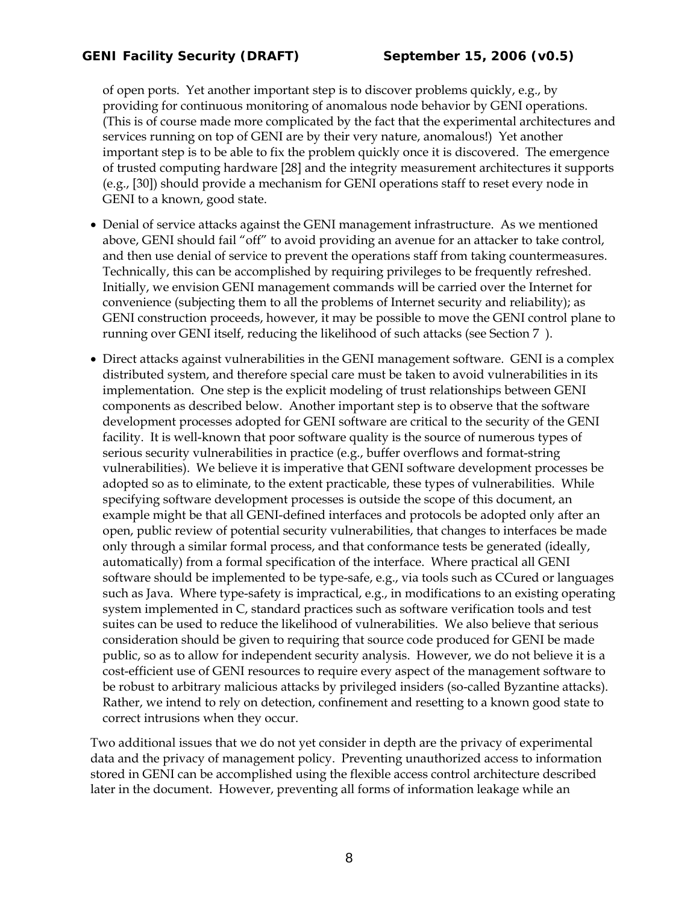of open ports. Yet another important step is to discover problems quickly, e.g., by providing for continuous monitoring of anomalous node behavior by GENI operations. (This is of course made more complicated by the fact that the experimental architectures and services running on top of GENI are by their very nature, anomalous!) Yet another important step is to be able to fix the problem quickly once it is discovered. The emergence of trusted computing hardware [28] and the integrity measurement architectures it supports (e.g., [30]) should provide a mechanism for GENI operations staff to reset every node in GENI to a known, good state.

- Denial of service attacks against the GENI management infrastructure. As we mentioned above, GENI should fail "off" to avoid providing an avenue for an attacker to take control, and then use denial of service to prevent the operations staff from taking countermeasures. Technically, this can be accomplished by requiring privileges to be frequently refreshed. Initially, we envision GENI management commands will be carried over the Internet for convenience (subjecting them to all the problems of Internet security and reliability); as GENI construction proceeds, however, it may be possible to move the GENI control plane to running over GENI itself, reducing the likelihood of such attacks (see Section 7 ).
- Direct attacks against vulnerabilities in the GENI management software. GENI is a complex distributed system, and therefore special care must be taken to avoid vulnerabilities in its implementation. One step is the explicit modeling of trust relationships between GENI components as described below. Another important step is to observe that the software development processes adopted for GENI software are critical to the security of the GENI facility. It is well-known that poor software quality is the source of numerous types of serious security vulnerabilities in practice (e.g., buffer overflows and format-string vulnerabilities). We believe it is imperative that GENI software development processes be adopted so as to eliminate, to the extent practicable, these types of vulnerabilities. While specifying software development processes is outside the scope of this document, an example might be that all GENI-defined interfaces and protocols be adopted only after an open, public review of potential security vulnerabilities, that changes to interfaces be made only through a similar formal process, and that conformance tests be generated (ideally, automatically) from a formal specification of the interface. Where practical all GENI software should be implemented to be type-safe, e.g., via tools such as CCured or languages such as Java. Where type-safety is impractical, e.g., in modifications to an existing operating system implemented in C, standard practices such as software verification tools and test suites can be used to reduce the likelihood of vulnerabilities. We also believe that serious consideration should be given to requiring that source code produced for GENI be made public, so as to allow for independent security analysis. However, we do not believe it is a cost-efficient use of GENI resources to require every aspect of the management software to be robust to arbitrary malicious attacks by privileged insiders (so-called Byzantine attacks). Rather, we intend to rely on detection, confinement and resetting to a known good state to correct intrusions when they occur.

Two additional issues that we do not yet consider in depth are the privacy of experimental data and the privacy of management policy. Preventing unauthorized access to information stored in GENI can be accomplished using the flexible access control architecture described later in the document. However, preventing all forms of information leakage while an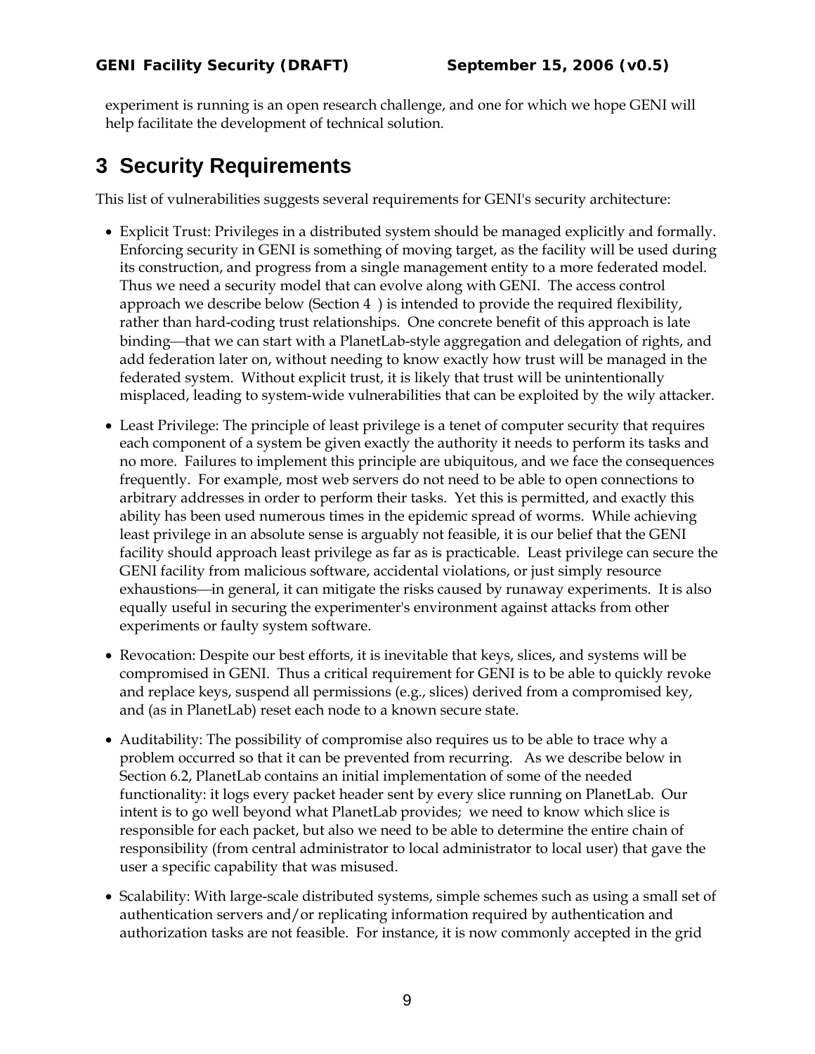experiment is running is an open research challenge, and one for which we hope GENI will help facilitate the development of technical solution.

# 3 Security Requirements

This list of vulnerabilities suggests several requirements for GENI's security architecture:

- Explicit Trust: Privileges in a distributed system should be managed explicitly and formally. Enforcing security in GENI is something of moving target, as the facility will be used during its construction, and progress from a single management entity to a more federated model. Thus we need a security model that can evolve along with GENI. The access control approach we describe below (Section 4 ) is intended to provide the required flexibility, rather than hard-coding trust relationships. One concrete benefit of this approach is late binding—that we can start with a PlanetLab-style aggregation and delegation of rights, and add federation later on, without needing to know exactly how trust will be managed in the federated system. Without explicit trust, it is likely that trust will be unintentionally misplaced, leading to system-wide vulnerabilities that can be exploited by the wily attacker.

- Least Privilege: The principle of least privilege is a tenet of computer security that requires each component of a system be given exactly the authority it needs to perform its tasks and no more. Failures to implement this principle are ubiquitous, and we face the consequences frequently. For example, most web servers do not need to be able to open connections to arbitrary addresses in order to perform their tasks. Yet this is permitted, and exactly this ability has been used numerous times in the epidemic spread of worms. While achieving least privilege in an absolute sense is arguably not feasible, it is our belief that the GENI facility should approach least privilege as far as is practicable. Least privilege can secure the GENI facility from malicious software, accidental violations, or just simply resource exhaustions—in general, it can mitigate the risks caused by runaway experiments. It is also equally useful in securing the experimenter's environment against attacks from other experiments or faulty system software.

- Revocation: Despite our best efforts, it is inevitable that keys, slices, and systems will be compromised in GENI. Thus a critical requirement for GENI is to be able to quickly revoke and replace keys, suspend all permissions (e.g., slices) derived from a compromised key, and (as in PlanetLab) reset each node to a known secure state.

- Auditability: The possibility of compromise also requires us to be able to trace why a problem occurred so that it can be prevented from recurring. As we describe below in Section 6.2, PlanetLab contains an initial implementation of some of the needed functionality: it logs every packet header sent by every slice running on PlanetLab. Our intent is to go well beyond what PlanetLab provides; we need to know which slice is responsible for each packet, but also we need to be able to determine the entire chain of responsibility (from central administrator to local administrator to local user) that gave the user a specific capability that was misused.

- Scalability: With large-scale distributed systems, simple schemes such as using a small set of authentication servers and/or replicating information required by authentication and authorization tasks are not feasible. For instance, it is now commonly accepted in the grid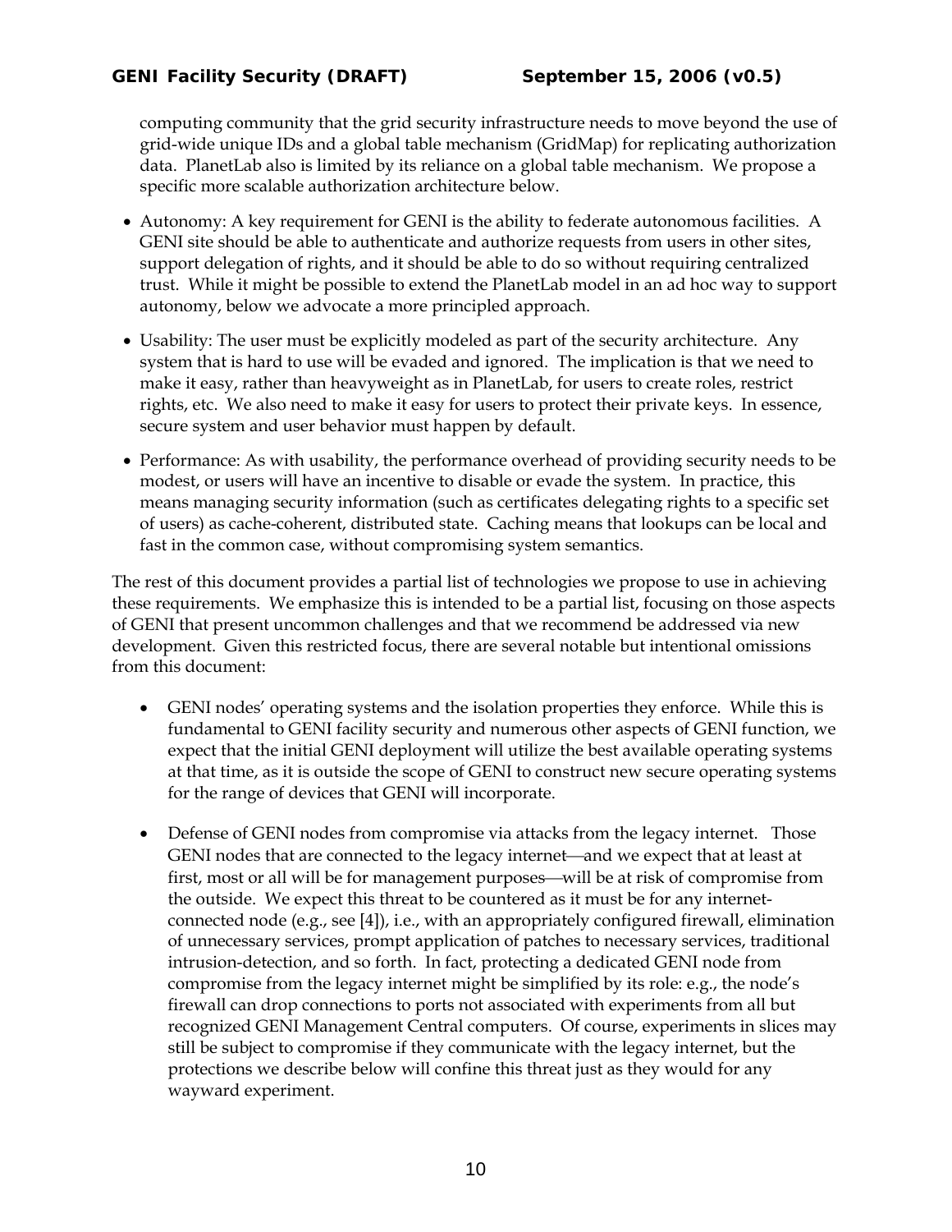computing community that the grid security infrastructure needs to move beyond the use of grid-wide unique IDs and a global table mechanism (GridMap) for replicating authorization data. PlanetLab also is limited by its reliance on a global table mechanism. We propose a specific more scalable authorization architecture below.

- Autonomy: A key requirement for GENI is the ability to federate autonomous facilities. A GENI site should be able to authenticate and authorize requests from users in other sites, support delegation of rights, and it should be able to do so without requiring centralized trust. While it might be possible to extend the PlanetLab model in an ad hoc way to support autonomy, below we advocate a more principled approach.
- Usability: The user must be explicitly modeled as part of the security architecture. Any system that is hard to use will be evaded and ignored. The implication is that we need to make it easy, rather than heavyweight as in PlanetLab, for users to create roles, restrict rights, etc. We also need to make it easy for users to protect their private keys. In essence, secure system and user behavior must happen by default.
- Performance: As with usability, the performance overhead of providing security needs to be modest, or users will have an incentive to disable or evade the system. In practice, this means managing security information (such as certificates delegating rights to a specific set of users) as cache-coherent, distributed state. Caching means that lookups can be local and fast in the common case, without compromising system semantics.

The rest of this document provides a partial list of technologies we propose to use in achieving these requirements. We emphasize this is intended to be a partial list, focusing on those aspects of GENI that present uncommon challenges and that we recommend be addressed via new development. Given this restricted focus, there are several notable but intentional omissions from this document:

- GENI nodes' operating systems and the isolation properties they enforce. While this is fundamental to GENI facility security and numerous other aspects of GENI function, we expect that the initial GENI deployment will utilize the best available operating systems at that time, as it is outside the scope of GENI to construct new secure operating systems for the range of devices that GENI will incorporate.
- Defense of GENI nodes from compromise via attacks from the legacy internet. Those GENI nodes that are connected to the legacy internet—and we expect that at least at first, most or all will be for management purposes—will be at risk of compromise from the outside. We expect this threat to be countered as it must be for any internet-connected node (e.g., see [4]), i.e., with an appropriately configured firewall, elimination of unnecessary services, prompt application of patches to necessary services, traditional intrusion-detection, and so forth. In fact, protecting a dedicated GENI node from compromise from the legacy internet might be simplified by its role: e.g., the node's firewall can drop connections to ports not associated with experiments from all but recognized GENI Management Central computers. Of course, experiments in slices may still be subject to compromise if they communicate with the legacy internet, but the protections we describe below will confine this threat just as they would for any wayward experiment.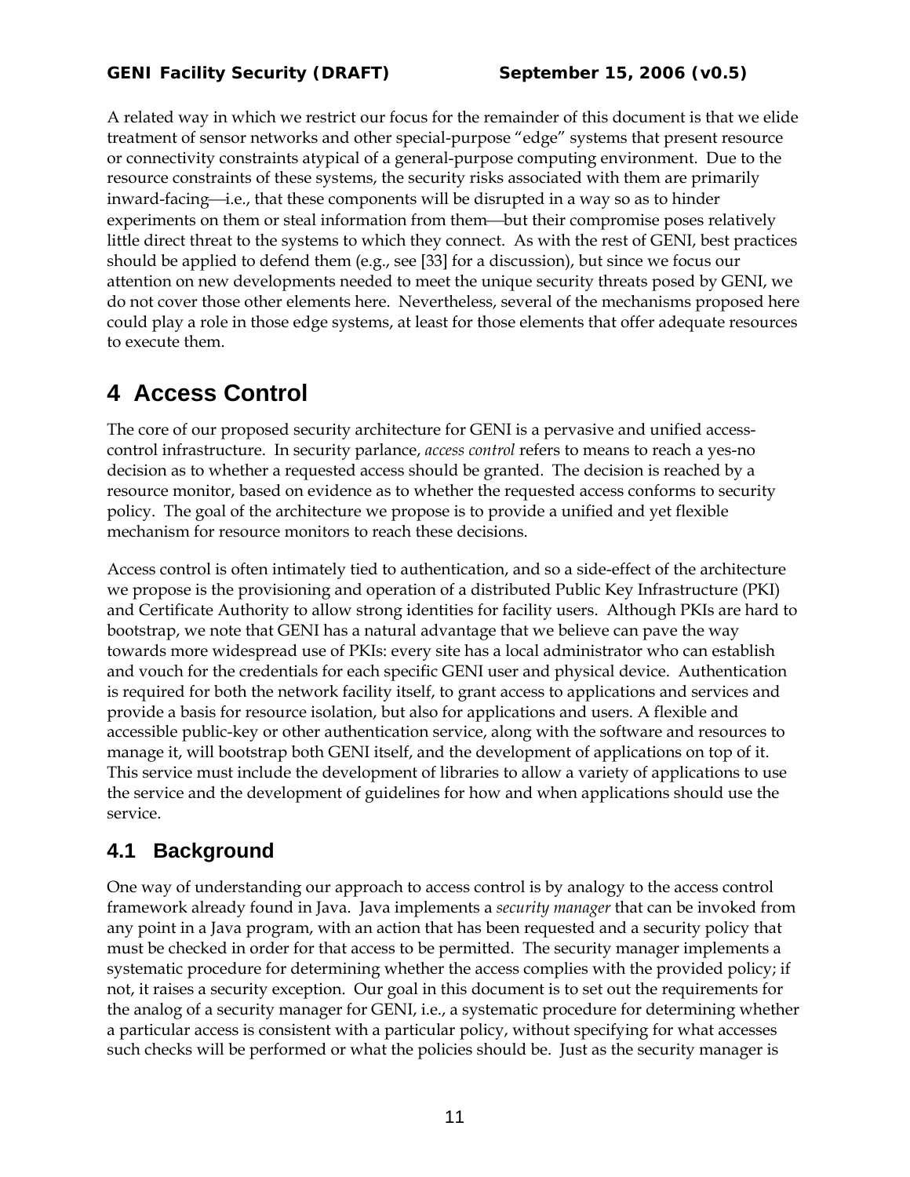A related way in which we restrict our focus for the remainder of this document is that we elide treatment of sensor networks and other special-purpose "edge" systems that present resource or connectivity constraints atypical of a general-purpose computing environment. Due to the resource constraints of these systems, the security risks associated with them are primarily inward-facing—i.e., that these components will be disrupted in a way so as to hinder experiments on them or steal information from them—but their compromise poses relatively little direct threat to the systems to which they connect. As with the rest of GENI, best practices should be applied to defend them (e.g., see [33] for a discussion), but since we focus our attention on new developments needed to meet the unique security threats posed by GENI, we do not cover those other elements here. Nevertheless, several of the mechanisms proposed here could play a role in those edge systems, at least for those elements that offer adequate resources to execute them.

# 4 Access Control

The core of our proposed security architecture for GENI is a pervasive and unified access-control infrastructure. In security parlance, *access control* refers to means to reach a yes-no decision as to whether a requested access should be granted. The decision is reached by a resource monitor, based on evidence as to whether the requested access conforms to security policy. The goal of the architecture we propose is to provide a unified and yet flexible mechanism for resource monitors to reach these decisions.

Access control is often intimately tied to authentication, and so a side-effect of the architecture we propose is the provisioning and operation of a distributed Public Key Infrastructure (PKI) and Certificate Authority to allow strong identities for facility users. Although PKIs are hard to bootstrap, we note that GENI has a natural advantage that we believe can pave the way towards more widespread use of PKIs: every site has a local administrator who can establish and vouch for the credentials for each specific GENI user and physical device. Authentication is required for both the network facility itself, to grant access to applications and services and provide a basis for resource isolation, but also for applications and users. A flexible and accessible public-key or other authentication service, along with the software and resources to manage it, will bootstrap both GENI itself, and the development of applications on top of it. This service must include the development of libraries to allow a variety of applications to use the service and the development of guidelines for how and when applications should use the service.

## 4.1 Background

One way of understanding our approach to access control is by analogy to the access control framework already found in Java. Java implements a *security manager* that can be invoked from any point in a Java program, with an action that has been requested and a security policy that must be checked in order for that access to be permitted. The security manager implements a systematic procedure for determining whether the access complies with the provided policy; if not, it raises a security exception. Our goal in this document is to set out the requirements for the analog of a security manager for GENI, i.e., a systematic procedure for determining whether a particular access is consistent with a particular policy, without specifying for what accesses such checks will be performed or what the policies should be. Just as the security manager is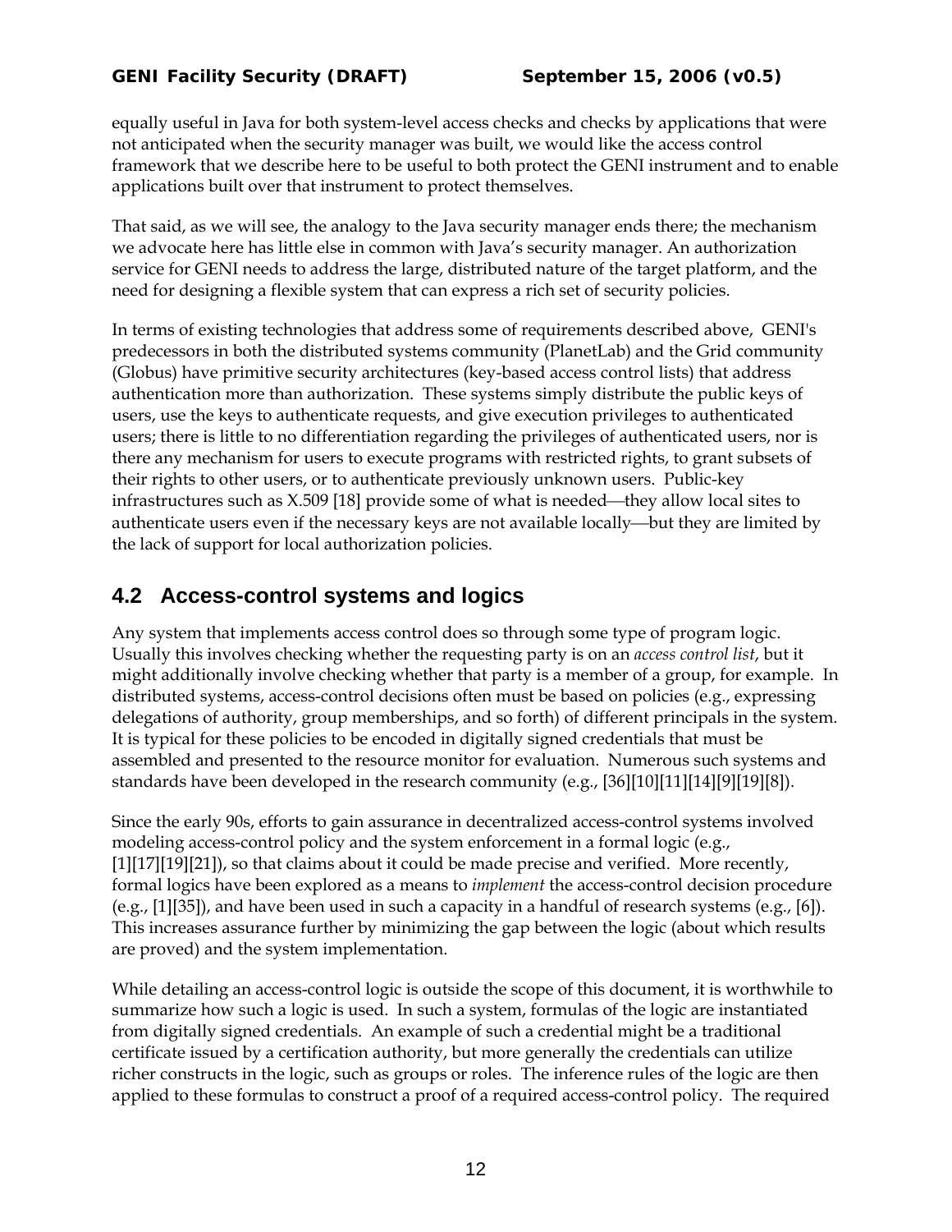equally useful in Java for both system-level access checks and checks by applications that were not anticipated when the security manager was built, we would like the access control framework that we describe here to be useful to both protect the GENI instrument and to enable applications built over that instrument to protect themselves.

That said, as we will see, the analogy to the Java security manager ends there; the mechanism we advocate here has little else in common with Java's security manager. An authorization service for GENI needs to address the large, distributed nature of the target platform, and the need for designing a flexible system that can express a rich set of security policies.

In terms of existing technologies that address some of requirements described above, GENI's predecessors in both the distributed systems community (PlanetLab) and the Grid community (Globus) have primitive security architectures (key-based access control lists) that address authentication more than authorization. These systems simply distribute the public keys of users, use the keys to authenticate requests, and give execution privileges to authenticated users; there is little to no differentiation regarding the privileges of authenticated users, nor is there any mechanism for users to execute programs with restricted rights, to grant subsets of their rights to other users, or to authenticate previously unknown users. Public-key infrastructures such as X.509 [18] provide some of what is needed—they allow local sites to authenticate users even if the necessary keys are not available locally—but they are limited by the lack of support for local authorization policies.

## 4.2 Access-control systems and logics

Any system that implements access control does so through some type of program logic. Usually this involves checking whether the requesting party is on an *access control list*, but it might additionally involve checking whether that party is a member of a group, for example. In distributed systems, access-control decisions often must be based on policies (e.g., expressing delegations of authority, group memberships, and so forth) of different principals in the system. It is typical for these policies to be encoded in digitally signed credentials that must be assembled and presented to the resource monitor for evaluation. Numerous such systems and standards have been developed in the research community (e.g., [36][10][11][14][9][19][8]).

Since the early 90s, efforts to gain assurance in decentralized access-control systems involved modeling access-control policy and the system enforcement in a formal logic (e.g., [1][17][19][21]), so that claims about it could be made precise and verified. More recently, formal logics have been explored as a means to *implement* the access-control decision procedure (e.g., [1][35]), and have been used in such a capacity in a handful of research systems (e.g., [6]). This increases assurance further by minimizing the gap between the logic (about which results are proved) and the system implementation.

While detailing an access-control logic is outside the scope of this document, it is worthwhile to summarize how such a logic is used. In such a system, formulas of the logic are instantiated from digitally signed credentials. An example of such a credential might be a traditional certificate issued by a certification authority, but more generally the credentials can utilize richer constructs in the logic, such as groups or roles. The inference rules of the logic are then applied to these formulas to construct a proof of a required access-control policy. The required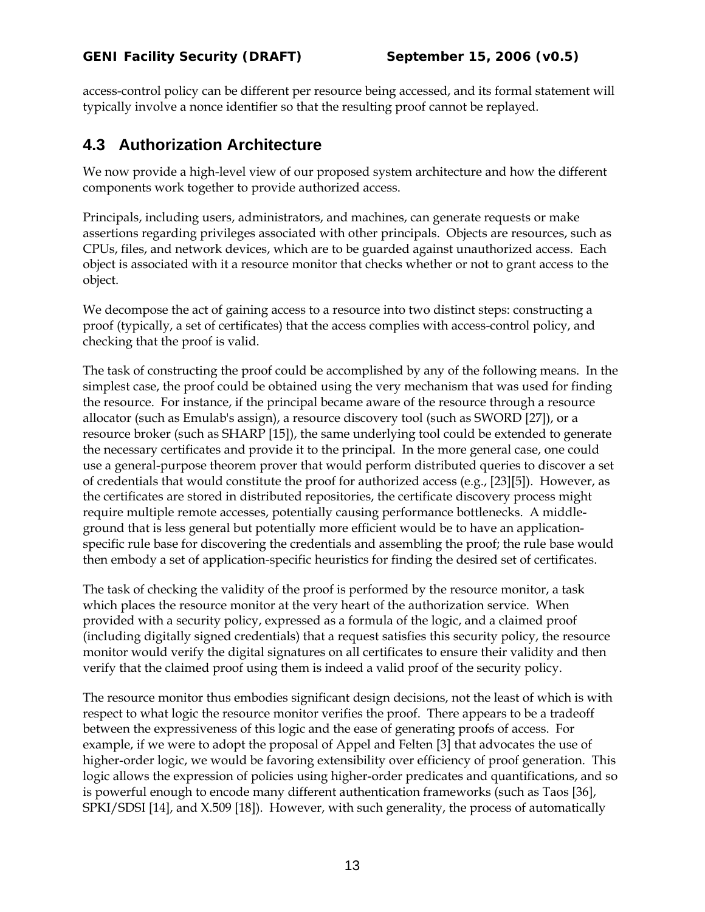access-control policy can be different per resource being accessed, and its formal statement will typically involve a nonce identifier so that the resulting proof cannot be replayed.

## 4.3 Authorization Architecture

We now provide a high-level view of our proposed system architecture and how the different components work together to provide authorized access.

Principals, including users, administrators, and machines, can generate requests or make assertions regarding privileges associated with other principals. Objects are resources, such as CPUs, files, and network devices, which are to be guarded against unauthorized access. Each object is associated with it a resource monitor that checks whether or not to grant access to the object.

We decompose the act of gaining access to a resource into two distinct steps: constructing a proof (typically, a set of certificates) that the access complies with access-control policy, and checking that the proof is valid.

The task of constructing the proof could be accomplished by any of the following means. In the simplest case, the proof could be obtained using the very mechanism that was used for finding the resource. For instance, if the principal became aware of the resource through a resource allocator (such as Emulab's assign), a resource discovery tool (such as SWORD [27]), or a resource broker (such as SHARP [15]), the same underlying tool could be extended to generate the necessary certificates and provide it to the principal. In the more general case, one could use a general-purpose theorem prover that would perform distributed queries to discover a set of credentials that would constitute the proof for authorized access (e.g., [23][5]). However, as the certificates are stored in distributed repositories, the certificate discovery process might require multiple remote accesses, potentially causing performance bottlenecks. A middle-ground that is less general but potentially more efficient would be to have an application-specific rule base for discovering the credentials and assembling the proof; the rule base would then embody a set of application-specific heuristics for finding the desired set of certificates.

The task of checking the validity of the proof is performed by the resource monitor, a task which places the resource monitor at the very heart of the authorization service. When provided with a security policy, expressed as a formula of the logic, and a claimed proof (including digitally signed credentials) that a request satisfies this security policy, the resource monitor would verify the digital signatures on all certificates to ensure their validity and then verify that the claimed proof using them is indeed a valid proof of the security policy.

The resource monitor thus embodies significant design decisions, not the least of which is with respect to what logic the resource monitor verifies the proof. There appears to be a tradeoff between the expressiveness of this logic and the ease of generating proofs of access. For example, if we were to adopt the proposal of Appel and Felten [3] that advocates the use of higher-order logic, we would be favoring extensibility over efficiency of proof generation. This logic allows the expression of policies using higher-order predicates and quantifications, and so is powerful enough to encode many different authentication frameworks (such as Taos [36], SPKI/SDSI [14], and X.509 [18]). However, with such generality, the process of automatically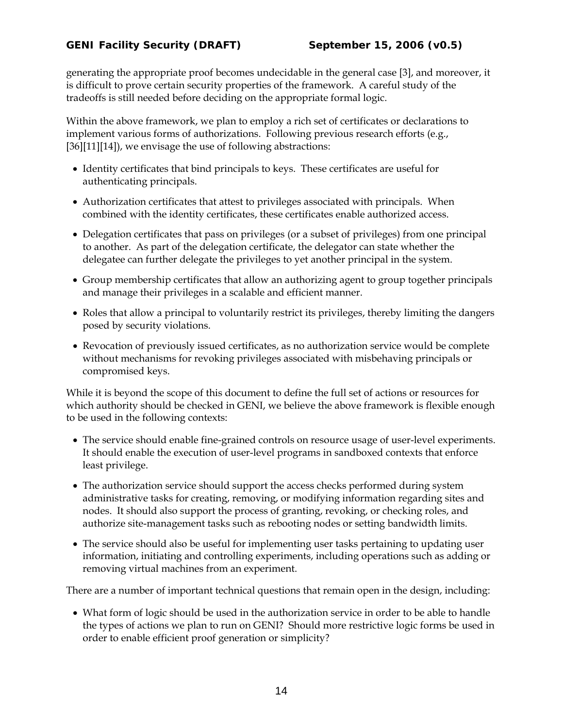generating the appropriate proof becomes undecidable in the general case [3], and moreover, it is difficult to prove certain security properties of the framework. A careful study of the tradeoffs is still needed before deciding on the appropriate formal logic.

Within the above framework, we plan to employ a rich set of certificates or declarations to implement various forms of authorizations. Following previous research efforts (e.g., [36][11][14]), we envisage the use of following abstractions:

- Identity certificates that bind principals to keys. These certificates are useful for authenticating principals.
- Authorization certificates that attest to privileges associated with principals. When combined with the identity certificates, these certificates enable authorized access.
- Delegation certificates that pass on privileges (or a subset of privileges) from one principal to another. As part of the delegation certificate, the delegator can state whether the delegatee can further delegate the privileges to yet another principal in the system.
- Group membership certificates that allow an authorizing agent to group together principals and manage their privileges in a scalable and efficient manner.
- Roles that allow a principal to voluntarily restrict its privileges, thereby limiting the dangers posed by security violations.
- Revocation of previously issued certificates, as no authorization service would be complete without mechanisms for revoking privileges associated with misbehaving principals or compromised keys.

While it is beyond the scope of this document to define the full set of actions or resources for which authority should be checked in GENI, we believe the above framework is flexible enough to be used in the following contexts:

- The service should enable fine-grained controls on resource usage of user-level experiments. It should enable the execution of user-level programs in sandboxed contexts that enforce least privilege.
- The authorization service should support the access checks performed during system administrative tasks for creating, removing, or modifying information regarding sites and nodes. It should also support the process of granting, revoking, or checking roles, and authorize site-management tasks such as rebooting nodes or setting bandwidth limits.
- The service should also be useful for implementing user tasks pertaining to updating user information, initiating and controlling experiments, including operations such as adding or removing virtual machines from an experiment.

There are a number of important technical questions that remain open in the design, including:

- What form of logic should be used in the authorization service in order to be able to handle the types of actions we plan to run on GENI? Should more restrictive logic forms be used in order to enable efficient proof generation or simplicity?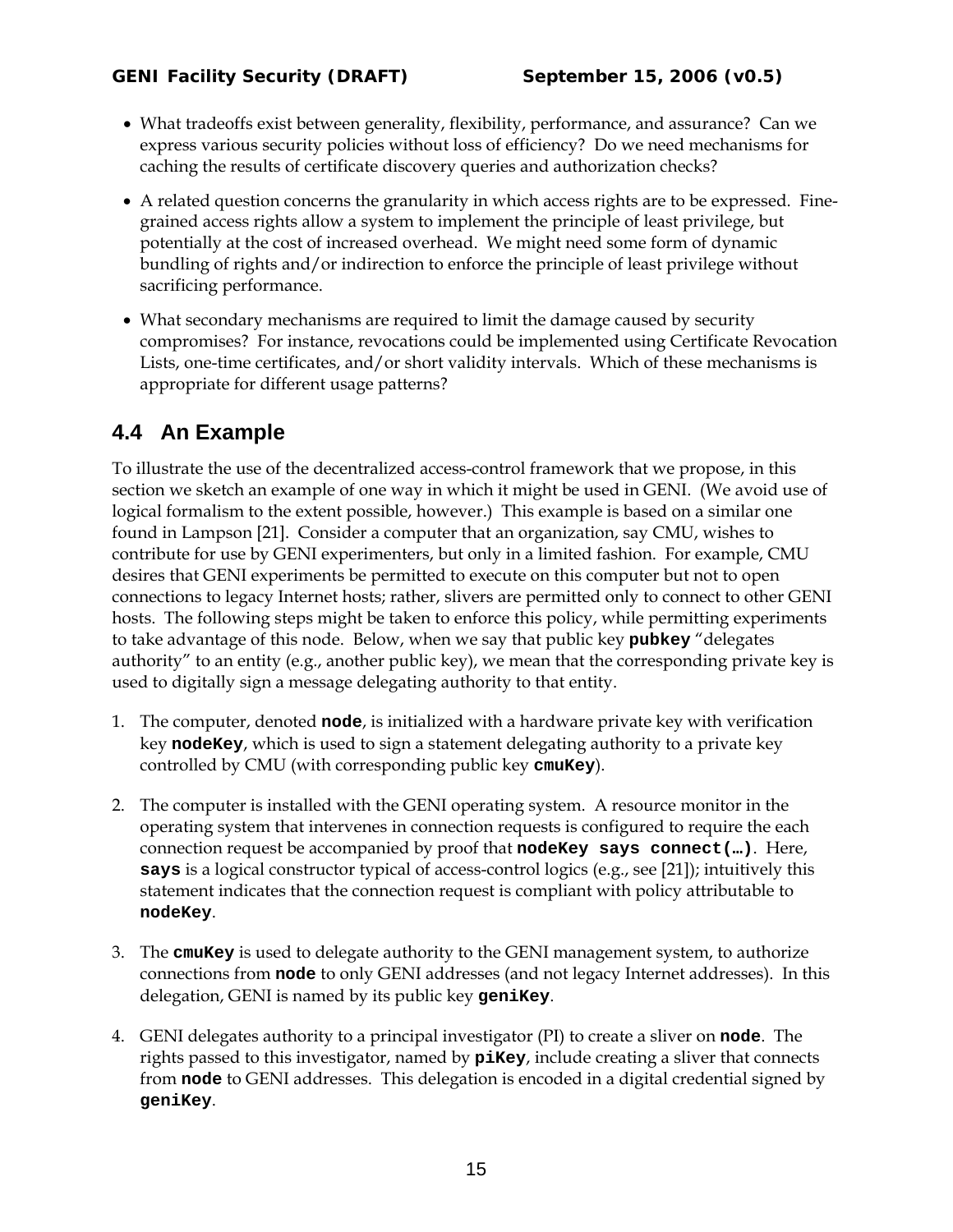- What tradeoffs exist between generality, flexibility, performance, and assurance? Can we express various security policies without loss of efficiency? Do we need mechanisms for caching the results of certificate discovery queries and authorization checks?

- A related question concerns the granularity in which access rights are to be expressed. Fine-grained access rights allow a system to implement the principle of least privilege, but potentially at the cost of increased overhead. We might need some form of dynamic bundling of rights and/or indirection to enforce the principle of least privilege without sacrificing performance.

- What secondary mechanisms are required to limit the damage caused by security compromises? For instance, revocations could be implemented using Certificate Revocation Lists, one-time certificates, and/or short validity intervals. Which of these mechanisms is appropriate for different usage patterns?

## 4.4 An Example

To illustrate the use of the decentralized access-control framework that we propose, in this section we sketch an example of one way in which it might be used in GENI. (We avoid use of logical formalism to the extent possible, however.) This example is based on a similar one found in Lampson [21]. Consider a computer that an organization, say CMU, wishes to contribute for use by GENI experimenters, but only in a limited fashion. For example, CMU desires that GENI experiments be permitted to execute on this computer but not to open connections to legacy Internet hosts; rather, slivers are permitted only to connect to other GENI hosts. The following steps might be taken to enforce this policy, while permitting experiments to take advantage of this node. Below, when we say that public key **`pubkey`** "delegates authority" to an entity (e.g., another public key), we mean that the corresponding private key is used to digitally sign a message delegating authority to that entity.

1. The computer, denoted **`node`**, is initialized with a hardware private key with verification key **`nodeKey`**, which is used to sign a statement delegating authority to a private key controlled by CMU (with corresponding public key **`cmuKey`**).

2. The computer is installed with the GENI operating system. A resource monitor in the operating system that intervenes in connection requests is configured to require the each connection request be accompanied by proof that **`nodeKey says connect(…)`**. Here, **`says`** is a logical constructor typical of access-control logics (e.g., see [21]); intuitively this statement indicates that the connection request is compliant with policy attributable to **`nodeKey`**.

3. The **`cmuKey`** is used to delegate authority to the GENI management system, to authorize connections from **`node`** to only GENI addresses (and not legacy Internet addresses). In this delegation, GENI is named by its public key **`geniKey`**.

4. GENI delegates authority to a principal investigator (PI) to create a sliver on **`node`**. The rights passed to this investigator, named by **`piKey`**, include creating a sliver that connects from **`node`** to GENI addresses. This delegation is encoded in a digital credential signed by **`geniKey`**.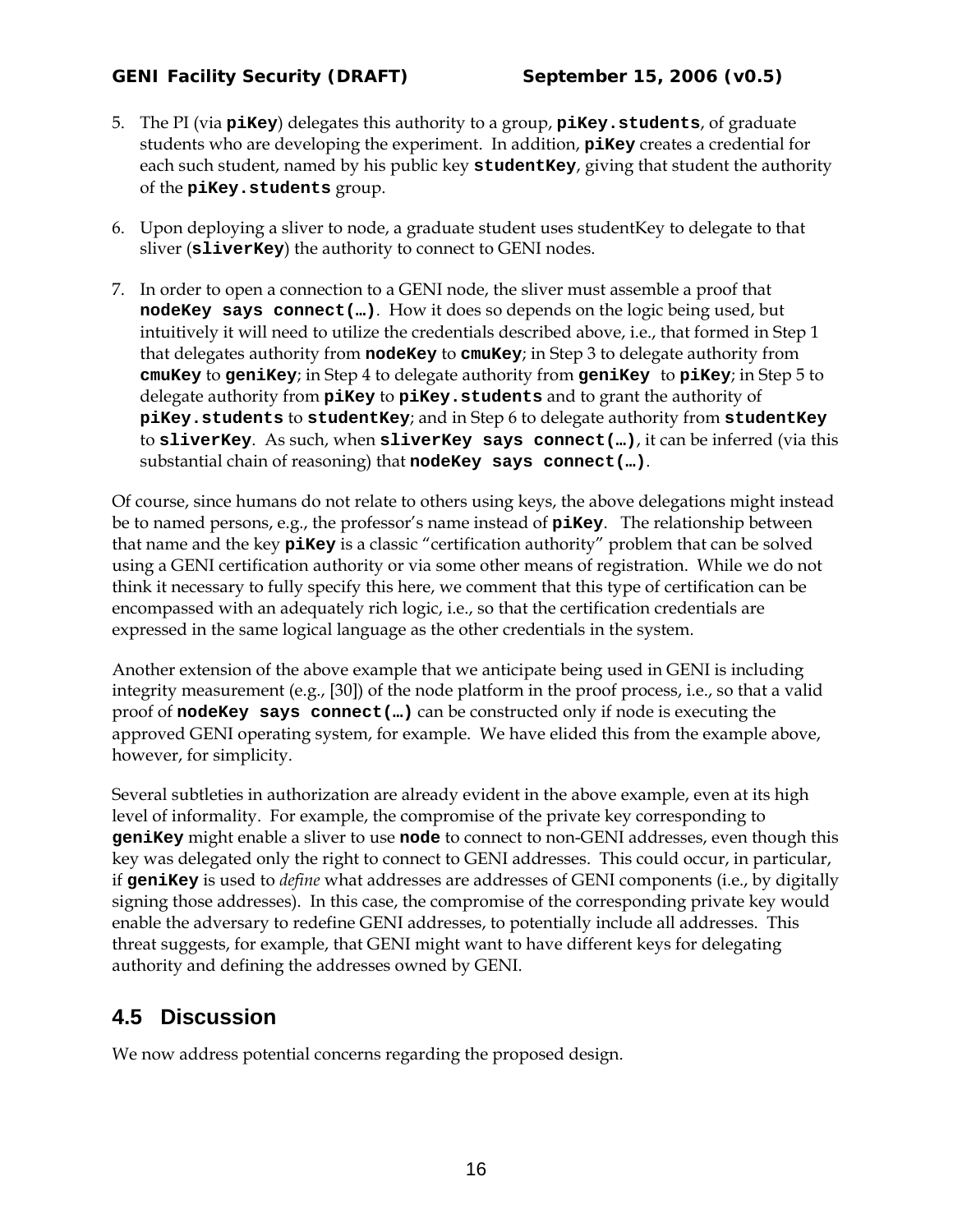5. The PI (via **`piKey`**) delegates this authority to a group, **`piKey.students`**, of graduate students who are developing the experiment. In addition, **`piKey`** creates a credential for each such student, named by his public key **`studentKey`**, giving that student the authority of the **`piKey.students`** group.

6. Upon deploying a sliver to node, a graduate student uses studentKey to delegate to that sliver (**`sliverKey`**) the authority to connect to GENI nodes.

7. In order to open a connection to a GENI node, the sliver must assemble a proof that **`nodeKey says connect(…)`**. How it does so depends on the logic being used, but intuitively it will need to utilize the credentials described above, i.e., that formed in Step 1 that delegates authority from **`nodeKey`** to **`cmuKey`**; in Step 3 to delegate authority from **`cmuKey`** to **`geniKey`**; in Step 4 to delegate authority from **`geniKey`** to **`piKey`**; in Step 5 to delegate authority from **`piKey`** to **`piKey.students`** and to grant the authority of **`piKey.students`** to **`studentKey`**; and in Step 6 to delegate authority from **`studentKey`** to **`sliverKey`**. As such, when **`sliverKey says connect(…)`**, it can be inferred (via this substantial chain of reasoning) that **`nodeKey says connect(…)`**.

Of course, since humans do not relate to others using keys, the above delegations might instead be to named persons, e.g., the professor's name instead of **`piKey`**. The relationship between that name and the key **`piKey`** is a classic "certification authority" problem that can be solved using a GENI certification authority or via some other means of registration. While we do not think it necessary to fully specify this here, we comment that this type of certification can be encompassed with an adequately rich logic, i.e., so that the certification credentials are expressed in the same logical language as the other credentials in the system.

Another extension of the above example that we anticipate being used in GENI is including integrity measurement (e.g., [30]) of the node platform in the proof process, i.e., so that a valid proof of **`nodeKey says connect(…)`** can be constructed only if node is executing the approved GENI operating system, for example. We have elided this from the example above, however, for simplicity.

Several subtleties in authorization are already evident in the above example, even at its high level of informality. For example, the compromise of the private key corresponding to **`geniKey`** might enable a sliver to use **`node`** to connect to non-GENI addresses, even though this key was delegated only the right to connect to GENI addresses. This could occur, in particular, if **`geniKey`** is used to *define* what addresses are addresses of GENI components (i.e., by digitally signing those addresses). In this case, the compromise of the corresponding private key would enable the adversary to redefine GENI addresses, to potentially include all addresses. This threat suggests, for example, that GENI might want to have different keys for delegating authority and defining the addresses owned by GENI.

## 4.5 Discussion

We now address potential concerns regarding the proposed design.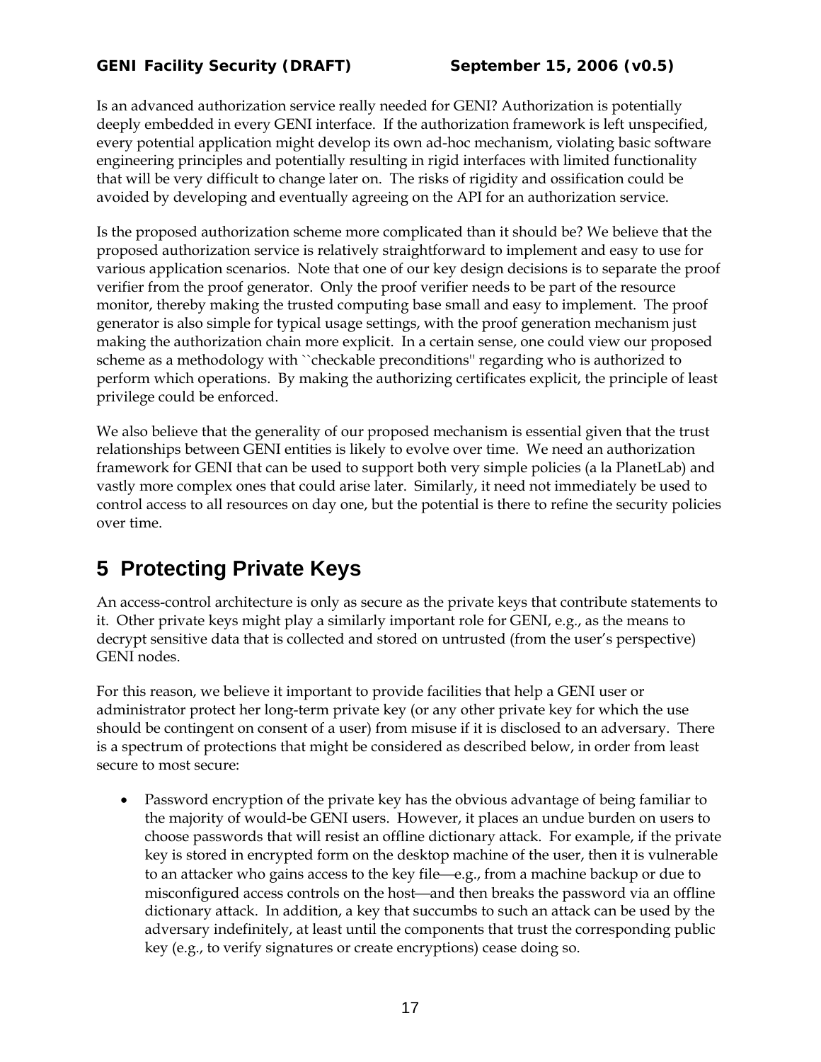Is an advanced authorization service really needed for GENI? Authorization is potentially deeply embedded in every GENI interface. If the authorization framework is left unspecified, every potential application might develop its own ad-hoc mechanism, violating basic software engineering principles and potentially resulting in rigid interfaces with limited functionality that will be very difficult to change later on. The risks of rigidity and ossification could be avoided by developing and eventually agreeing on the API for an authorization service.

Is the proposed authorization scheme more complicated than it should be? We believe that the proposed authorization service is relatively straightforward to implement and easy to use for various application scenarios. Note that one of our key design decisions is to separate the proof verifier from the proof generator. Only the proof verifier needs to be part of the resource monitor, thereby making the trusted computing base small and easy to implement. The proof generator is also simple for typical usage settings, with the proof generation mechanism just making the authorization chain more explicit. In a certain sense, one could view our proposed scheme as a methodology with ``checkable preconditions'' regarding who is authorized to perform which operations. By making the authorizing certificates explicit, the principle of least privilege could be enforced.

We also believe that the generality of our proposed mechanism is essential given that the trust relationships between GENI entities is likely to evolve over time. We need an authorization framework for GENI that can be used to support both very simple policies (a la PlanetLab) and vastly more complex ones that could arise later. Similarly, it need not immediately be used to control access to all resources on day one, but the potential is there to refine the security policies over time.

# 5 Protecting Private Keys

An access-control architecture is only as secure as the private keys that contribute statements to it. Other private keys might play a similarly important role for GENI, e.g., as the means to decrypt sensitive data that is collected and stored on untrusted (from the user's perspective) GENI nodes.

For this reason, we believe it important to provide facilities that help a GENI user or administrator protect her long-term private key (or any other private key for which the use should be contingent on consent of a user) from misuse if it is disclosed to an adversary. There is a spectrum of protections that might be considered as described below, in order from least secure to most secure:

- Password encryption of the private key has the obvious advantage of being familiar to the majority of would-be GENI users. However, it places an undue burden on users to choose passwords that will resist an offline dictionary attack. For example, if the private key is stored in encrypted form on the desktop machine of the user, then it is vulnerable to an attacker who gains access to the key file—e.g., from a machine backup or due to misconfigured access controls on the host—and then breaks the password via an offline dictionary attack. In addition, a key that succumbs to such an attack can be used by the adversary indefinitely, at least until the components that trust the corresponding public key (e.g., to verify signatures or create encryptions) cease doing so.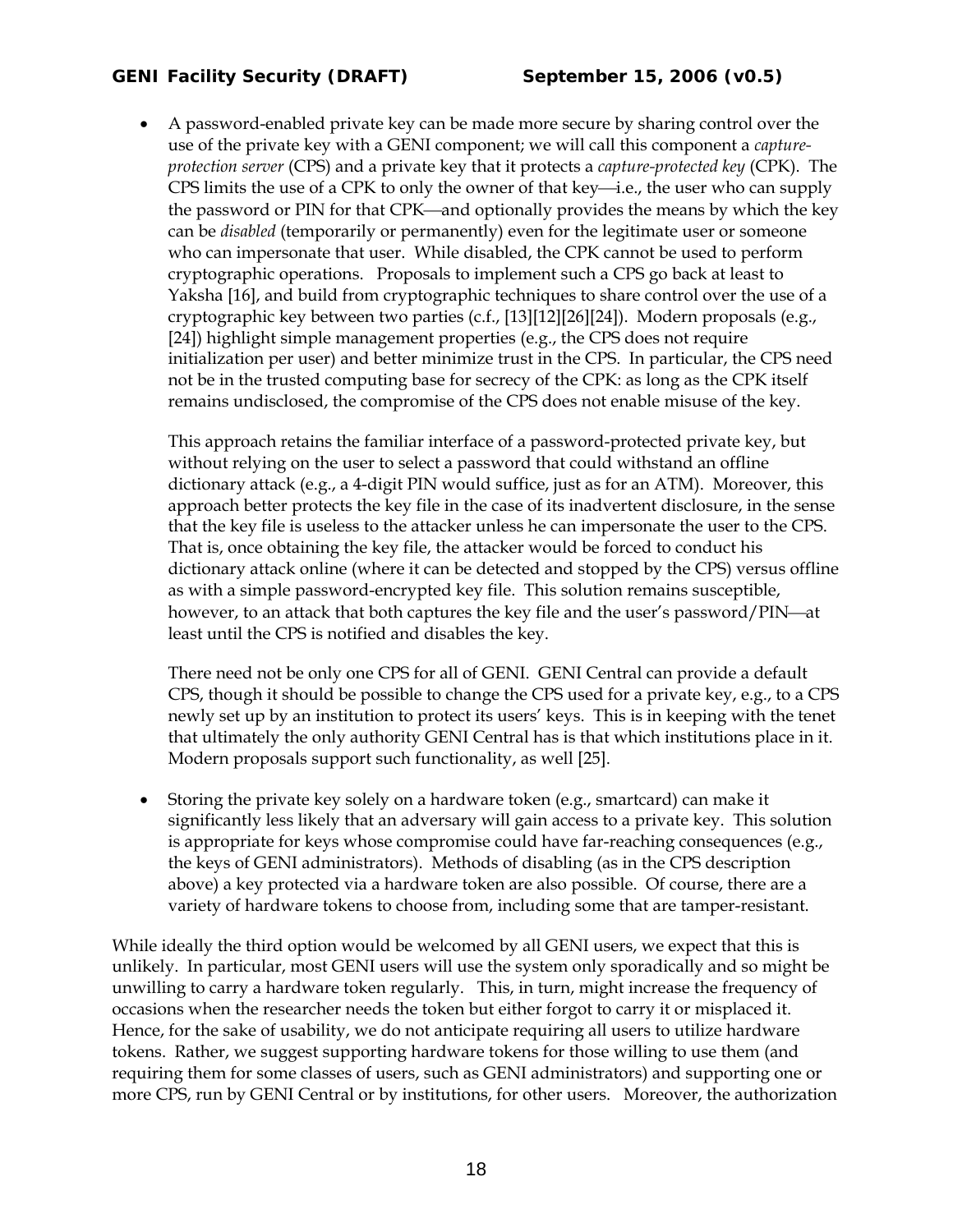- A password-enabled private key can be made more secure by sharing control over the use of the private key with a GENI component; we will call this component a *capture-protection server* (CPS) and a private key that it protects a *capture-protected key* (CPK). The CPS limits the use of a CPK to only the owner of that key—i.e., the user who can supply the password or PIN for that CPK—and optionally provides the means by which the key can be *disabled* (temporarily or permanently) even for the legitimate user or someone who can impersonate that user. While disabled, the CPK cannot be used to perform cryptographic operations. Proposals to implement such a CPS go back at least to Yaksha [16], and build from cryptographic techniques to share control over the use of a cryptographic key between two parties (c.f., [13][12][26][24]). Modern proposals (e.g., [24]) highlight simple management properties (e.g., the CPS does not require initialization per user) and better minimize trust in the CPS. In particular, the CPS need not be in the trusted computing base for secrecy of the CPK: as long as the CPK itself remains undisclosed, the compromise of the CPS does not enable misuse of the key.

  This approach retains the familiar interface of a password-protected private key, but without relying on the user to select a password that could withstand an offline dictionary attack (e.g., a 4-digit PIN would suffice, just as for an ATM). Moreover, this approach better protects the key file in the case of its inadvertent disclosure, in the sense that the key file is useless to the attacker unless he can impersonate the user to the CPS. That is, once obtaining the key file, the attacker would be forced to conduct his dictionary attack online (where it can be detected and stopped by the CPS) versus offline as with a simple password-encrypted key file. This solution remains susceptible, however, to an attack that both captures the key file and the user's password/PIN—at least until the CPS is notified and disables the key.

  There need not be only one CPS for all of GENI. GENI Central can provide a default CPS, though it should be possible to change the CPS used for a private key, e.g., to a CPS newly set up by an institution to protect its users' keys. This is in keeping with the tenet that ultimately the only authority GENI Central has is that which institutions place in it. Modern proposals support such functionality, as well [25].

- Storing the private key solely on a hardware token (e.g., smartcard) can make it significantly less likely that an adversary will gain access to a private key. This solution is appropriate for keys whose compromise could have far-reaching consequences (e.g., the keys of GENI administrators). Methods of disabling (as in the CPS description above) a key protected via a hardware token are also possible. Of course, there are a variety of hardware tokens to choose from, including some that are tamper-resistant.

While ideally the third option would be welcomed by all GENI users, we expect that this is unlikely. In particular, most GENI users will use the system only sporadically and so might be unwilling to carry a hardware token regularly. This, in turn, might increase the frequency of occasions when the researcher needs the token but either forgot to carry it or misplaced it. Hence, for the sake of usability, we do not anticipate requiring all users to utilize hardware tokens. Rather, we suggest supporting hardware tokens for those willing to use them (and requiring them for some classes of users, such as GENI administrators) and supporting one or more CPS, run by GENI Central or by institutions, for other users. Moreover, the authorization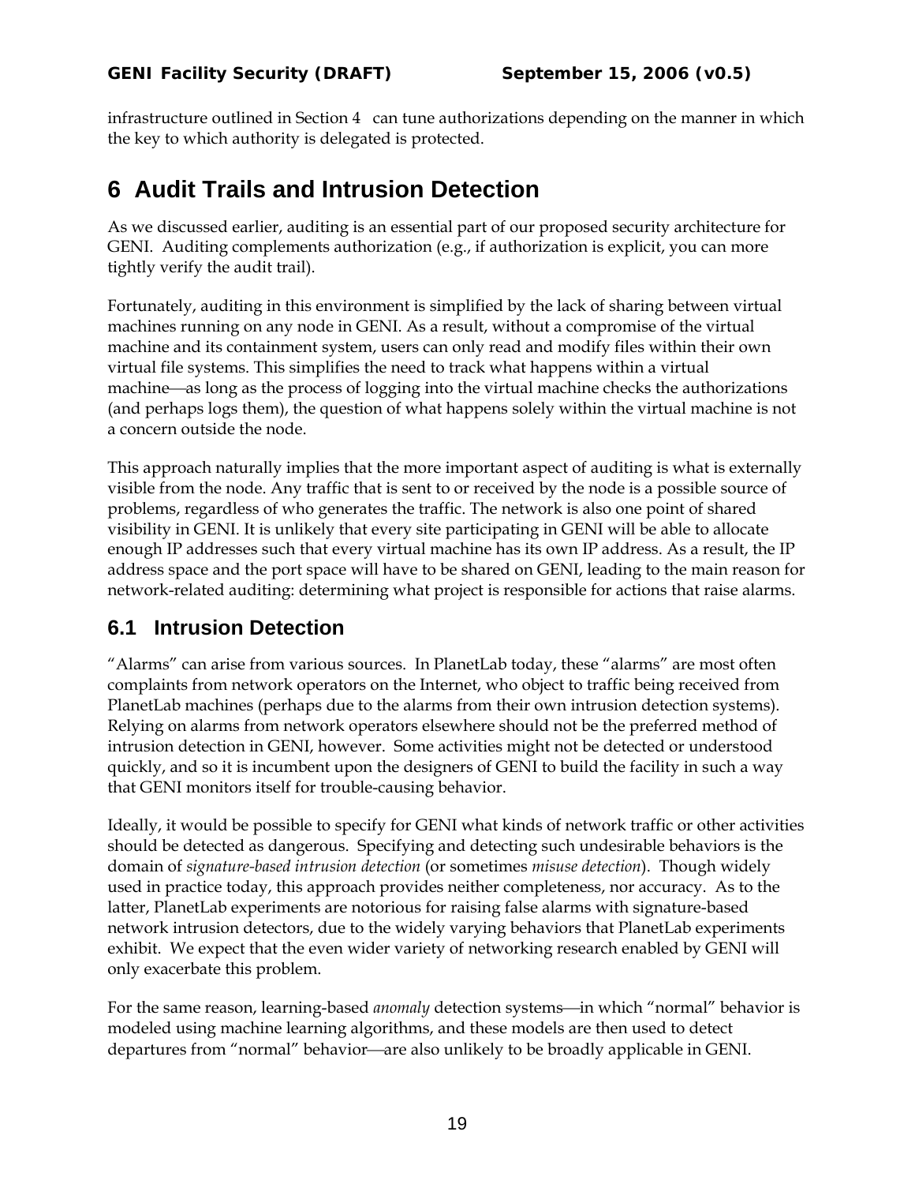infrastructure outlined in Section 4 can tune authorizations depending on the manner in which the key to which authority is delegated is protected.

# 6 Audit Trails and Intrusion Detection

As we discussed earlier, auditing is an essential part of our proposed security architecture for GENI. Auditing complements authorization (e.g., if authorization is explicit, you can more tightly verify the audit trail).

Fortunately, auditing in this environment is simplified by the lack of sharing between virtual machines running on any node in GENI. As a result, without a compromise of the virtual machine and its containment system, users can only read and modify files within their own virtual file systems. This simplifies the need to track what happens within a virtual machine—as long as the process of logging into the virtual machine checks the authorizations (and perhaps logs them), the question of what happens solely within the virtual machine is not a concern outside the node.

This approach naturally implies that the more important aspect of auditing is what is externally visible from the node. Any traffic that is sent to or received by the node is a possible source of problems, regardless of who generates the traffic. The network is also one point of shared visibility in GENI. It is unlikely that every site participating in GENI will be able to allocate enough IP addresses such that every virtual machine has its own IP address. As a result, the IP address space and the port space will have to be shared on GENI, leading to the main reason for network-related auditing: determining what project is responsible for actions that raise alarms.

## 6.1 Intrusion Detection

"Alarms" can arise from various sources. In PlanetLab today, these "alarms" are most often complaints from network operators on the Internet, who object to traffic being received from PlanetLab machines (perhaps due to the alarms from their own intrusion detection systems). Relying on alarms from network operators elsewhere should not be the preferred method of intrusion detection in GENI, however. Some activities might not be detected or understood quickly, and so it is incumbent upon the designers of GENI to build the facility in such a way that GENI monitors itself for trouble-causing behavior.

Ideally, it would be possible to specify for GENI what kinds of network traffic or other activities should be detected as dangerous. Specifying and detecting such undesirable behaviors is the domain of *signature-based intrusion detection* (or sometimes *misuse detection*). Though widely used in practice today, this approach provides neither completeness, nor accuracy. As to the latter, PlanetLab experiments are notorious for raising false alarms with signature-based network intrusion detectors, due to the widely varying behaviors that PlanetLab experiments exhibit. We expect that the even wider variety of networking research enabled by GENI will only exacerbate this problem.

For the same reason, learning-based *anomaly* detection systems—in which "normal" behavior is modeled using machine learning algorithms, and these models are then used to detect departures from "normal" behavior—are also unlikely to be broadly applicable in GENI.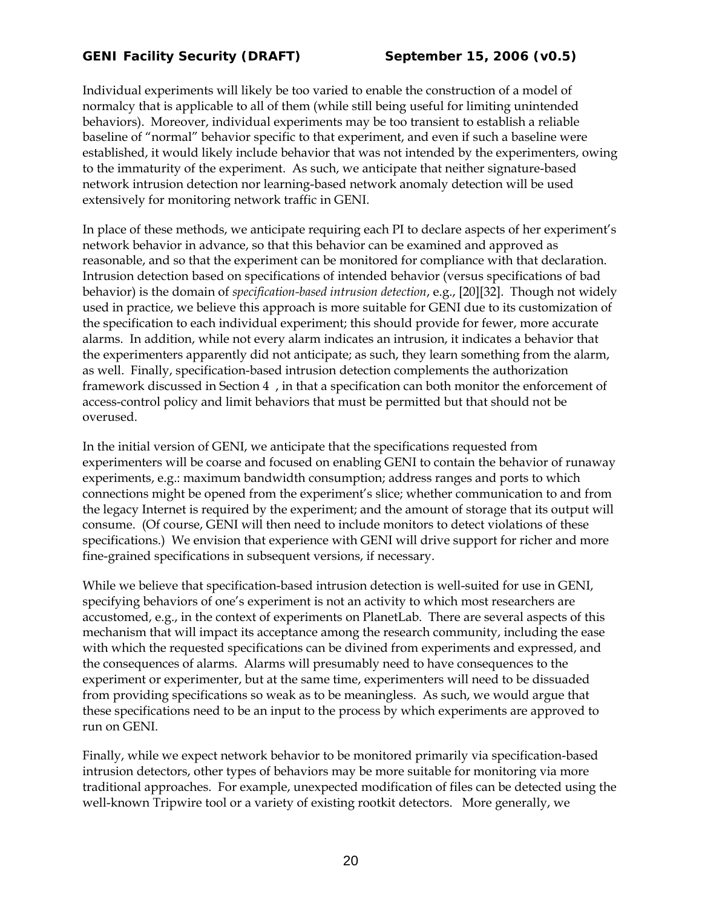Individual experiments will likely be too varied to enable the construction of a model of normalcy that is applicable to all of them (while still being useful for limiting unintended behaviors). Moreover, individual experiments may be too transient to establish a reliable baseline of "normal" behavior specific to that experiment, and even if such a baseline were established, it would likely include behavior that was not intended by the experimenters, owing to the immaturity of the experiment. As such, we anticipate that neither signature-based network intrusion detection nor learning-based network anomaly detection will be used extensively for monitoring network traffic in GENI.

In place of these methods, we anticipate requiring each PI to declare aspects of her experiment's network behavior in advance, so that this behavior can be examined and approved as reasonable, and so that the experiment can be monitored for compliance with that declaration. Intrusion detection based on specifications of intended behavior (versus specifications of bad behavior) is the domain of *specification-based intrusion detection*, e.g., [20][32]. Though not widely used in practice, we believe this approach is more suitable for GENI due to its customization of the specification to each individual experiment; this should provide for fewer, more accurate alarms. In addition, while not every alarm indicates an intrusion, it indicates a behavior that the experimenters apparently did not anticipate; as such, they learn something from the alarm, as well. Finally, specification-based intrusion detection complements the authorization framework discussed in Section 4 , in that a specification can both monitor the enforcement of access-control policy and limit behaviors that must be permitted but that should not be overused.

In the initial version of GENI, we anticipate that the specifications requested from experimenters will be coarse and focused on enabling GENI to contain the behavior of runaway experiments, e.g.: maximum bandwidth consumption; address ranges and ports to which connections might be opened from the experiment's slice; whether communication to and from the legacy Internet is required by the experiment; and the amount of storage that its output will consume. (Of course, GENI will then need to include monitors to detect violations of these specifications.) We envision that experience with GENI will drive support for richer and more fine-grained specifications in subsequent versions, if necessary.

While we believe that specification-based intrusion detection is well-suited for use in GENI, specifying behaviors of one's experiment is not an activity to which most researchers are accustomed, e.g., in the context of experiments on PlanetLab. There are several aspects of this mechanism that will impact its acceptance among the research community, including the ease with which the requested specifications can be divined from experiments and expressed, and the consequences of alarms. Alarms will presumably need to have consequences to the experiment or experimenter, but at the same time, experimenters will need to be dissuaded from providing specifications so weak as to be meaningless. As such, we would argue that these specifications need to be an input to the process by which experiments are approved to run on GENI.

Finally, while we expect network behavior to be monitored primarily via specification-based intrusion detectors, other types of behaviors may be more suitable for monitoring via more traditional approaches. For example, unexpected modification of files can be detected using the well-known Tripwire tool or a variety of existing rootkit detectors. More generally, we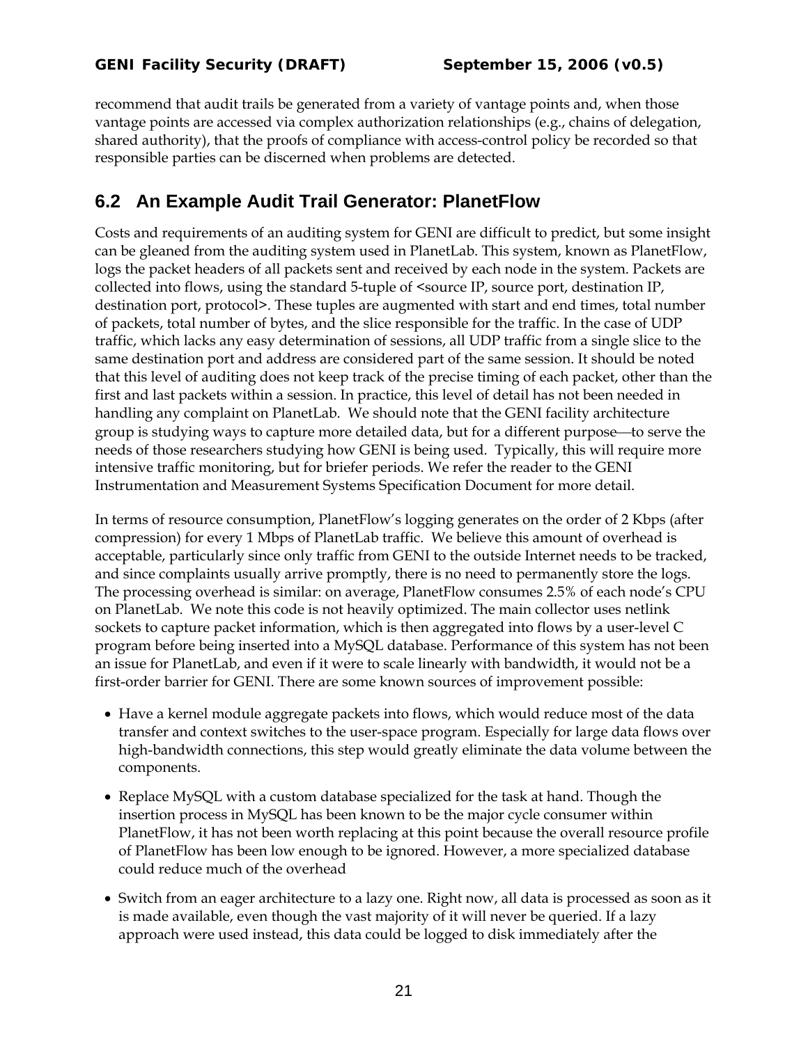recommend that audit trails be generated from a variety of vantage points and, when those vantage points are accessed via complex authorization relationships (e.g., chains of delegation, shared authority), that the proofs of compliance with access-control policy be recorded so that responsible parties can be discerned when problems are detected.

## 6.2 An Example Audit Trail Generator: PlanetFlow

Costs and requirements of an auditing system for GENI are difficult to predict, but some insight can be gleaned from the auditing system used in PlanetLab. This system, known as PlanetFlow, logs the packet headers of all packets sent and received by each node in the system. Packets are collected into flows, using the standard 5-tuple of <source IP, source port, destination IP, destination port, protocol>. These tuples are augmented with start and end times, total number of packets, total number of bytes, and the slice responsible for the traffic. In the case of UDP traffic, which lacks any easy determination of sessions, all UDP traffic from a single slice to the same destination port and address are considered part of the same session. It should be noted that this level of auditing does not keep track of the precise timing of each packet, other than the first and last packets within a session. In practice, this level of detail has not been needed in handling any complaint on PlanetLab. We should note that the GENI facility architecture group is studying ways to capture more detailed data, but for a different purpose—to serve the needs of those researchers studying how GENI is being used. Typically, this will require more intensive traffic monitoring, but for briefer periods. We refer the reader to the GENI Instrumentation and Measurement Systems Specification Document for more detail.

In terms of resource consumption, PlanetFlow's logging generates on the order of 2 Kbps (after compression) for every 1 Mbps of PlanetLab traffic. We believe this amount of overhead is acceptable, particularly since only traffic from GENI to the outside Internet needs to be tracked, and since complaints usually arrive promptly, there is no need to permanently store the logs. The processing overhead is similar: on average, PlanetFlow consumes 2.5% of each node's CPU on PlanetLab. We note this code is not heavily optimized. The main collector uses netlink sockets to capture packet information, which is then aggregated into flows by a user-level C program before being inserted into a MySQL database. Performance of this system has not been an issue for PlanetLab, and even if it were to scale linearly with bandwidth, it would not be a first-order barrier for GENI. There are some known sources of improvement possible:

- Have a kernel module aggregate packets into flows, which would reduce most of the data transfer and context switches to the user-space program. Especially for large data flows over high-bandwidth connections, this step would greatly eliminate the data volume between the components.
- Replace MySQL with a custom database specialized for the task at hand. Though the insertion process in MySQL has been known to be the major cycle consumer within PlanetFlow, it has not been worth replacing at this point because the overall resource profile of PlanetFlow has been low enough to be ignored. However, a more specialized database could reduce much of the overhead
- Switch from an eager architecture to a lazy one. Right now, all data is processed as soon as it is made available, even though the vast majority of it will never be queried. If a lazy approach were used instead, this data could be logged to disk immediately after the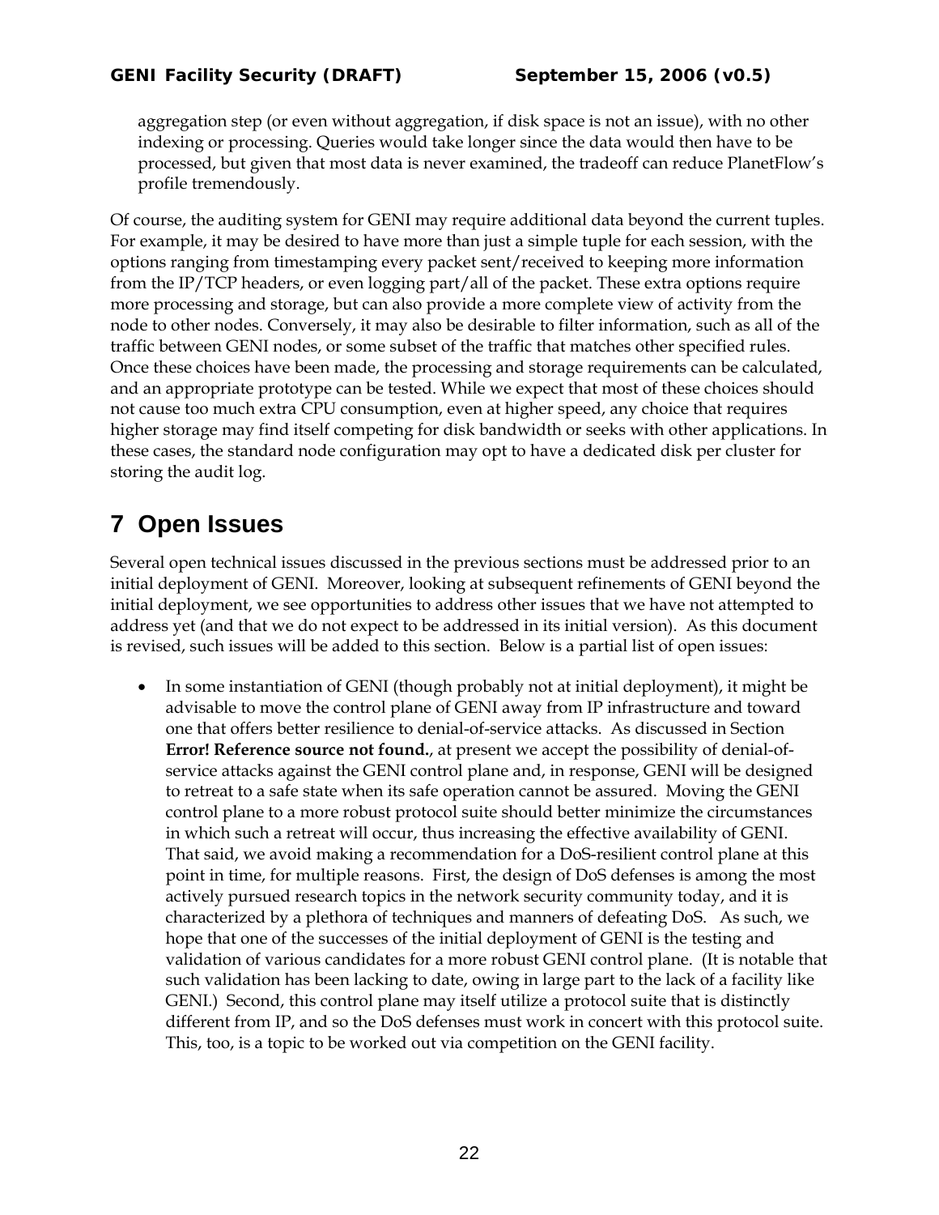aggregation step (or even without aggregation, if disk space is not an issue), with no other indexing or processing. Queries would take longer since the data would then have to be processed, but given that most data is never examined, the tradeoff can reduce PlanetFlow's profile tremendously.

Of course, the auditing system for GENI may require additional data beyond the current tuples. For example, it may be desired to have more than just a simple tuple for each session, with the options ranging from timestamping every packet sent/received to keeping more information from the IP/TCP headers, or even logging part/all of the packet. These extra options require more processing and storage, but can also provide a more complete view of activity from the node to other nodes. Conversely, it may also be desirable to filter information, such as all of the traffic between GENI nodes, or some subset of the traffic that matches other specified rules. Once these choices have been made, the processing and storage requirements can be calculated, and an appropriate prototype can be tested. While we expect that most of these choices should not cause too much extra CPU consumption, even at higher speed, any choice that requires higher storage may find itself competing for disk bandwidth or seeks with other applications. In these cases, the standard node configuration may opt to have a dedicated disk per cluster for storing the audit log.

# 7 Open Issues

Several open technical issues discussed in the previous sections must be addressed prior to an initial deployment of GENI. Moreover, looking at subsequent refinements of GENI beyond the initial deployment, we see opportunities to address other issues that we have not attempted to address yet (and that we do not expect to be addressed in its initial version). As this document is revised, such issues will be added to this section. Below is a partial list of open issues:

- In some instantiation of GENI (though probably not at initial deployment), it might be advisable to move the control plane of GENI away from IP infrastructure and toward one that offers better resilience to denial-of-service attacks. As discussed in Section **Error! Reference source not found.**, at present we accept the possibility of denial-of-service attacks against the GENI control plane and, in response, GENI will be designed to retreat to a safe state when its safe operation cannot be assured. Moving the GENI control plane to a more robust protocol suite should better minimize the circumstances in which such a retreat will occur, thus increasing the effective availability of GENI. That said, we avoid making a recommendation for a DoS-resilient control plane at this point in time, for multiple reasons. First, the design of DoS defenses is among the most actively pursued research topics in the network security community today, and it is characterized by a plethora of techniques and manners of defeating DoS. As such, we hope that one of the successes of the initial deployment of GENI is the testing and validation of various candidates for a more robust GENI control plane. (It is notable that such validation has been lacking to date, owing in large part to the lack of a facility like GENI.) Second, this control plane may itself utilize a protocol suite that is distinctly different from IP, and so the DoS defenses must work in concert with this protocol suite. This, too, is a topic to be worked out via competition on the GENI facility.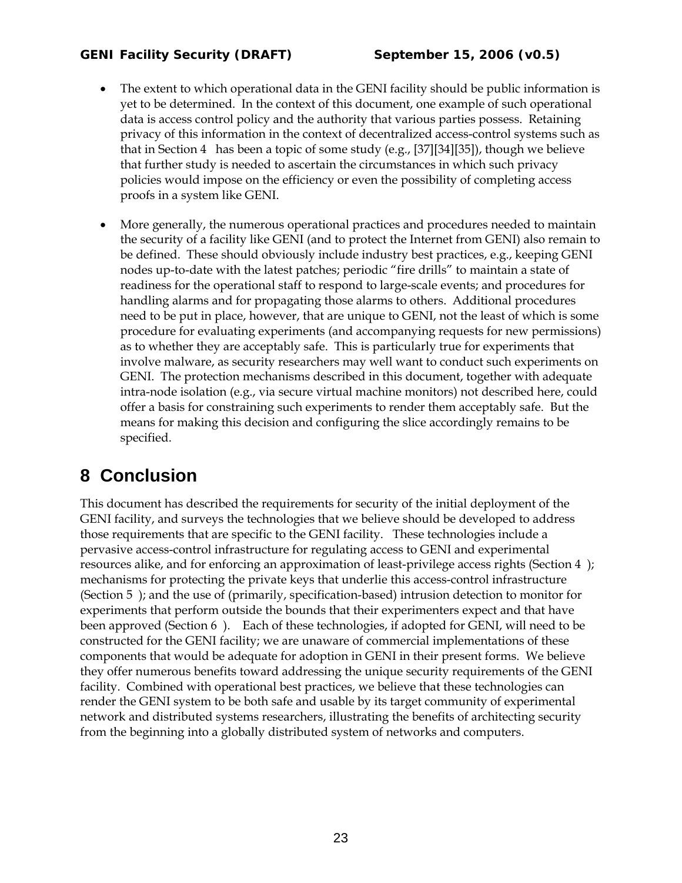- The extent to which operational data in the GENI facility should be public information is yet to be determined. In the context of this document, one example of such operational data is access control policy and the authority that various parties possess. Retaining privacy of this information in the context of decentralized access-control systems such as that in Section 4 has been a topic of some study (e.g., [37][34][35]), though we believe that further study is needed to ascertain the circumstances in which such privacy policies would impose on the efficiency or even the possibility of completing access proofs in a system like GENI.

- More generally, the numerous operational practices and procedures needed to maintain the security of a facility like GENI (and to protect the Internet from GENI) also remain to be defined. These should obviously include industry best practices, e.g., keeping GENI nodes up-to-date with the latest patches; periodic "fire drills" to maintain a state of readiness for the operational staff to respond to large-scale events; and procedures for handling alarms and for propagating those alarms to others. Additional procedures need to be put in place, however, that are unique to GENI, not the least of which is some procedure for evaluating experiments (and accompanying requests for new permissions) as to whether they are acceptably safe. This is particularly true for experiments that involve malware, as security researchers may well want to conduct such experiments on GENI. The protection mechanisms described in this document, together with adequate intra-node isolation (e.g., via secure virtual machine monitors) not described here, could offer a basis for constraining such experiments to render them acceptably safe. But the means for making this decision and configuring the slice accordingly remains to be specified.

# 8 Conclusion

This document has described the requirements for security of the initial deployment of the GENI facility, and surveys the technologies that we believe should be developed to address those requirements that are specific to the GENI facility. These technologies include a pervasive access-control infrastructure for regulating access to GENI and experimental resources alike, and for enforcing an approximation of least-privilege access rights (Section 4 ); mechanisms for protecting the private keys that underlie this access-control infrastructure (Section 5 ); and the use of (primarily, specification-based) intrusion detection to monitor for experiments that perform outside the bounds that their experimenters expect and that have been approved (Section 6 ). Each of these technologies, if adopted for GENI, will need to be constructed for the GENI facility; we are unaware of commercial implementations of these components that would be adequate for adoption in GENI in their present forms. We believe they offer numerous benefits toward addressing the unique security requirements of the GENI facility. Combined with operational best practices, we believe that these technologies can render the GENI system to be both safe and usable by its target community of experimental network and distributed systems researchers, illustrating the benefits of architecting security from the beginning into a globally distributed system of networks and computers.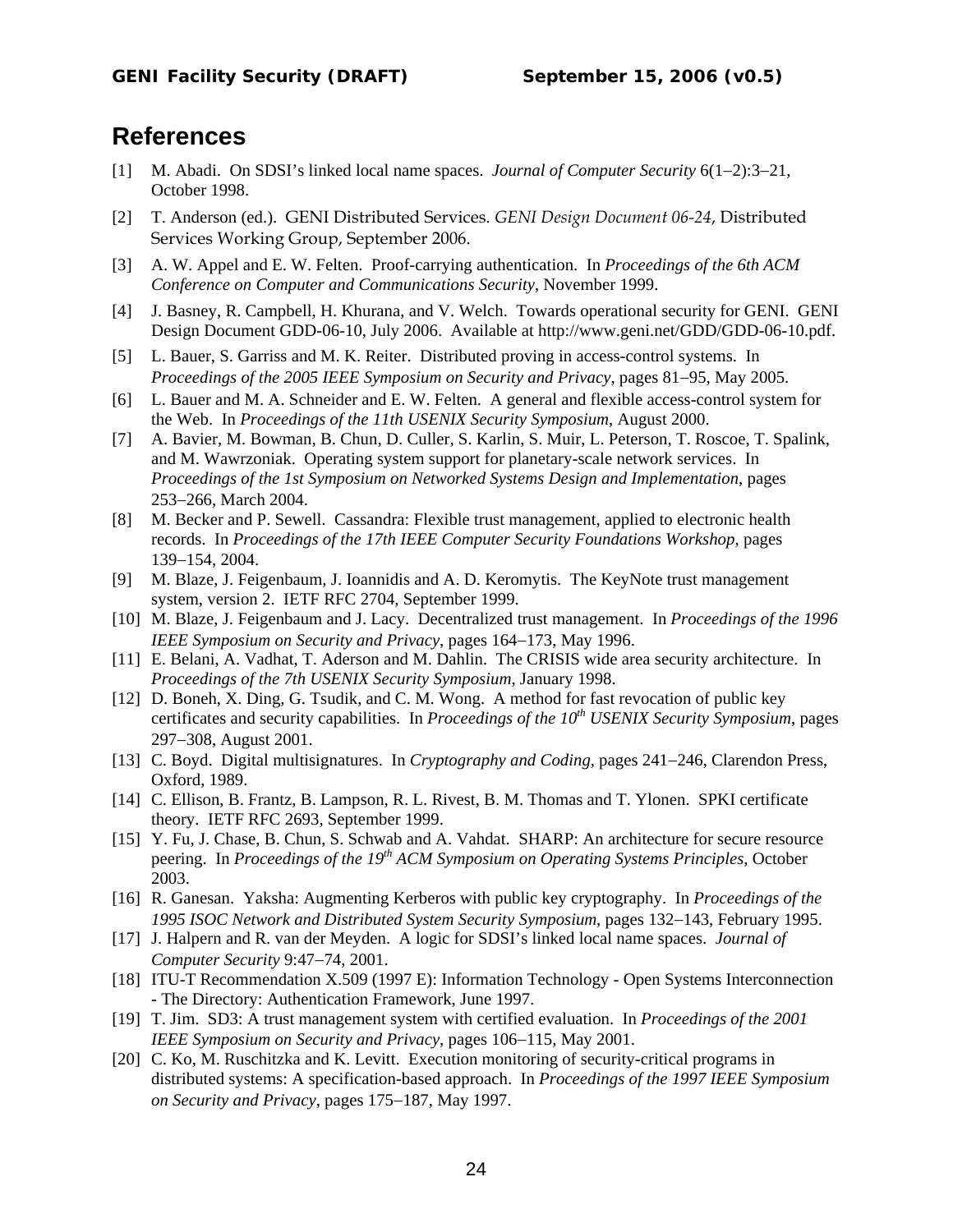## References

[1] M. Abadi. On SDSI's linked local name spaces. *Journal of Computer Security* 6(1–2):3–21, October 1998.

[2] T. Anderson (ed.). GENI Distributed Services. *GENI Design Document 06-24*, Distributed Services Working Group, September 2006.

[3] A. W. Appel and E. W. Felten. Proof-carrying authentication. In *Proceedings of the 6th ACM Conference on Computer and Communications Security*, November 1999.

[4] J. Basney, R. Campbell, H. Khurana, and V. Welch. Towards operational security for GENI. GENI Design Document GDD-06-10, July 2006. Available at http://www.geni.net/GDD/GDD-06-10.pdf.

[5] L. Bauer, S. Garriss and M. K. Reiter. Distributed proving in access-control systems. In *Proceedings of the 2005 IEEE Symposium on Security and Privacy*, pages 81–95, May 2005.

[6] L. Bauer and M. A. Schneider and E. W. Felten. A general and flexible access-control system for the Web. In *Proceedings of the 11th USENIX Security Symposium*, August 2000.

[7] A. Bavier, M. Bowman, B. Chun, D. Culler, S. Karlin, S. Muir, L. Peterson, T. Roscoe, T. Spalink, and M. Wawrzoniak. Operating system support for planetary-scale network services. In *Proceedings of the 1st Symposium on Networked Systems Design and Implementation*, pages 253–266, March 2004.

[8] M. Becker and P. Sewell. Cassandra: Flexible trust management, applied to electronic health records. In *Proceedings of the 17th IEEE Computer Security Foundations Workshop*, pages 139–154, 2004.

[9] M. Blaze, J. Feigenbaum, J. Ioannidis and A. D. Keromytis. The KeyNote trust management system, version 2. IETF RFC 2704, September 1999.

[10] M. Blaze, J. Feigenbaum and J. Lacy. Decentralized trust management. In *Proceedings of the 1996 IEEE Symposium on Security and Privacy*, pages 164–173, May 1996.

[11] E. Belani, A. Vadhat, T. Aderson and M. Dahlin. The CRISIS wide area security architecture. In *Proceedings of the 7th USENIX Security Symposium*, January 1998.

[12] D. Boneh, X. Ding, G. Tsudik, and C. M. Wong. A method for fast revocation of public key certificates and security capabilities. In *Proceedings of the 10th USENIX Security Symposium*, pages 297–308, August 2001.

[13] C. Boyd. Digital multisignatures. In *Cryptography and Coding*, pages 241–246, Clarendon Press, Oxford, 1989.

[14] C. Ellison, B. Frantz, B. Lampson, R. L. Rivest, B. M. Thomas and T. Ylonen. SPKI certificate theory. IETF RFC 2693, September 1999.

[15] Y. Fu, J. Chase, B. Chun, S. Schwab and A. Vahdat. SHARP: An architecture for secure resource peering. In *Proceedings of the 19th ACM Symposium on Operating Systems Principles*, October 2003.

[16] R. Ganesan. Yaksha: Augmenting Kerberos with public key cryptography. In *Proceedings of the 1995 ISOC Network and Distributed System Security Symposium*, pages 132–143, February 1995.

[17] J. Halpern and R. van der Meyden. A logic for SDSI's linked local name spaces. *Journal of Computer Security* 9:47–74, 2001.

[18] ITU-T Recommendation X.509 (1997 E): Information Technology - Open Systems Interconnection - The Directory: Authentication Framework, June 1997.

[19] T. Jim. SD3: A trust management system with certified evaluation. In *Proceedings of the 2001 IEEE Symposium on Security and Privacy*, pages 106–115, May 2001.

[20] C. Ko, M. Ruschitzka and K. Levitt. Execution monitoring of security-critical programs in distributed systems: A specification-based approach. In *Proceedings of the 1997 IEEE Symposium on Security and Privacy*, pages 175–187, May 1997.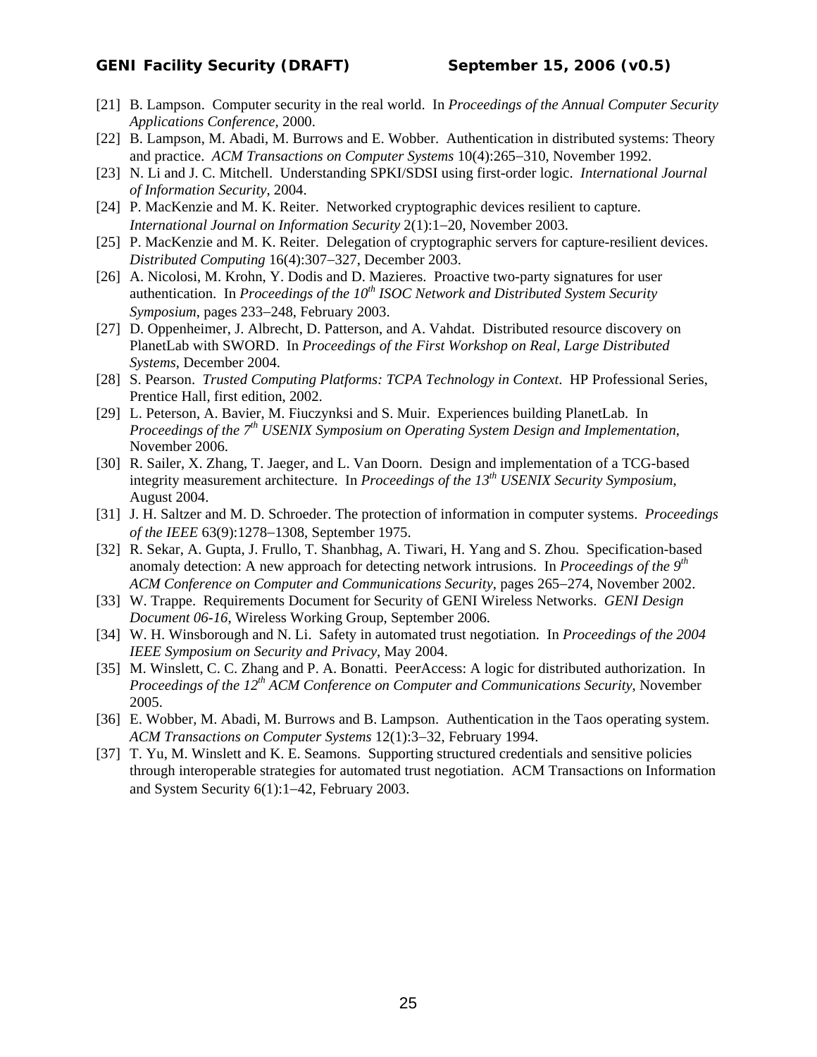[21] B. Lampson. Computer security in the real world. In *Proceedings of the Annual Computer Security Applications Conference*, 2000.

[22] B. Lampson, M. Abadi, M. Burrows and E. Wobber. Authentication in distributed systems: Theory and practice. *ACM Transactions on Computer Systems* 10(4):265−310, November 1992.

[23] N. Li and J. C. Mitchell. Understanding SPKI/SDSI using first-order logic. *International Journal of Information Security*, 2004.

[24] P. MacKenzie and M. K. Reiter. Networked cryptographic devices resilient to capture. *International Journal on Information Security* 2(1):1−20, November 2003.

[25] P. MacKenzie and M. K. Reiter. Delegation of cryptographic servers for capture-resilient devices. *Distributed Computing* 16(4):307−327, December 2003.

[26] A. Nicolosi, M. Krohn, Y. Dodis and D. Mazieres. Proactive two-party signatures for user authentication. In *Proceedings of the 10th ISOC Network and Distributed System Security Symposium*, pages 233−248, February 2003.

[27] D. Oppenheimer, J. Albrecht, D. Patterson, and A. Vahdat. Distributed resource discovery on PlanetLab with SWORD. In *Proceedings of the First Workshop on Real, Large Distributed Systems*, December 2004.

[28] S. Pearson. *Trusted Computing Platforms: TCPA Technology in Context*. HP Professional Series, Prentice Hall, first edition, 2002.

[29] L. Peterson, A. Bavier, M. Fiuczynksi and S. Muir. Experiences building PlanetLab. In *Proceedings of the 7th USENIX Symposium on Operating System Design and Implementation*, November 2006.

[30] R. Sailer, X. Zhang, T. Jaeger, and L. Van Doorn. Design and implementation of a TCG-based integrity measurement architecture. In *Proceedings of the 13th USENIX Security Symposium*, August 2004.

[31] J. H. Saltzer and M. D. Schroeder. The protection of information in computer systems. *Proceedings of the IEEE* 63(9):1278−1308, September 1975.

[32] R. Sekar, A. Gupta, J. Frullo, T. Shanbhag, A. Tiwari, H. Yang and S. Zhou. Specification-based anomaly detection: A new approach for detecting network intrusions. In *Proceedings of the 9th ACM Conference on Computer and Communications Security*, pages 265−274, November 2002.

[33] W. Trappe. Requirements Document for Security of GENI Wireless Networks. *GENI Design Document 06-16*, Wireless Working Group, September 2006.

[34] W. H. Winsborough and N. Li. Safety in automated trust negotiation. In *Proceedings of the 2004 IEEE Symposium on Security and Privacy*, May 2004.

[35] M. Winslett, C. C. Zhang and P. A. Bonatti. PeerAccess: A logic for distributed authorization. In *Proceedings of the 12th ACM Conference on Computer and Communications Security*, November 2005.

[36] E. Wobber, M. Abadi, M. Burrows and B. Lampson. Authentication in the Taos operating system. *ACM Transactions on Computer Systems* 12(1):3−32, February 1994.

[37] T. Yu, M. Winslett and K. E. Seamons. Supporting structured credentials and sensitive policies through interoperable strategies for automated trust negotiation. ACM Transactions on Information and System Security 6(1):1−42, February 2003.